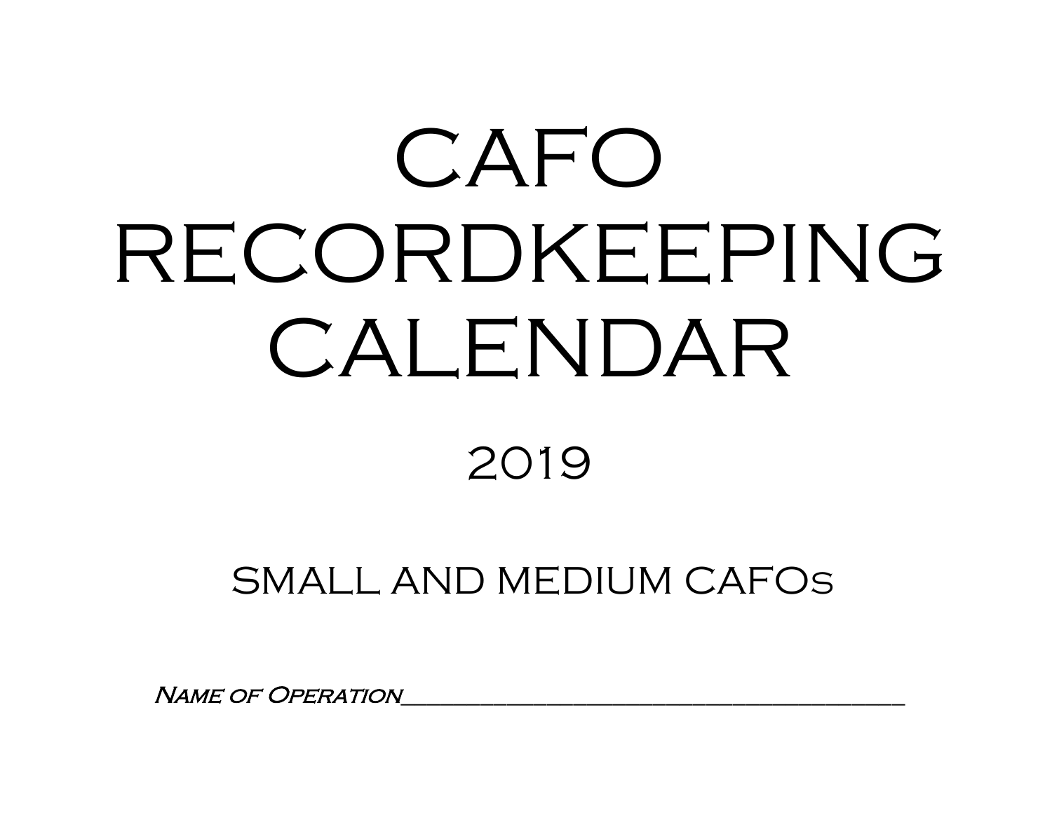# CAFO RECORDKEEPING CALENDAR

## 2019

### SMALL AND MEDIUM CAFOs

*Name of Operation*\_\_\_\_\_\_\_\_\_\_\_\_\_\_\_\_\_\_\_\_\_\_\_\_\_\_\_\_\_\_\_\_\_\_\_\_\_\_\_\_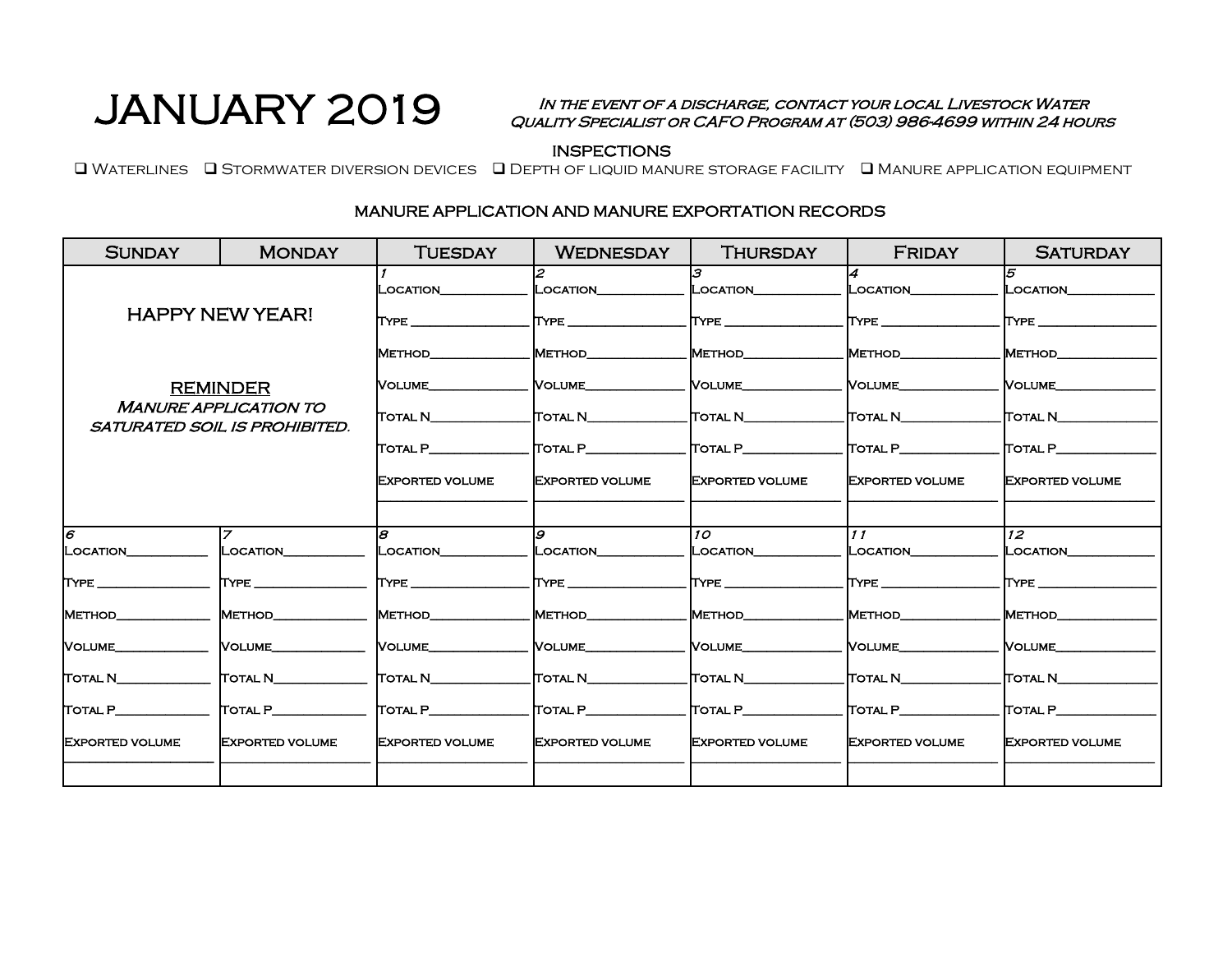# JANUARY 2019

*In the event of a discharge, contact your local Livestock Water Quality Specialist or CAFO Program at (503) 986-4699 within 24 hours*

## INSPECTIONS

❑ Waterlines ❑ Stormwater diversion devices ❑ Depth of liquid manure storage facility ❑ Manure application equipment

## MANURE APPLICATION AND MANURE EXPORTATION RECORDS

| Sunday | Monday | Tuesday | Wednesday | Thursday | Friday | Saturday |
|---|---|---|---|---|---|---|
| HAPPY NEW YEAR!<br><br>REMINDER<br>*Manure application to saturated soil is prohibited.* | | 1<br>Location\_\_\_\_\_\_\_\_<br>Type \_\_\_\_\_\_\_\_<br>Method\_\_\_\_\_\_\_\_<br>Volume\_\_\_\_\_\_\_\_<br>Total N\_\_\_\_\_\_\_\_<br>Total P\_\_\_\_\_\_\_\_<br>Exported volume<br>\_\_\_\_\_\_\_\_ | 2<br>Location\_\_\_\_\_\_\_\_<br>Type \_\_\_\_\_\_\_\_<br>Method\_\_\_\_\_\_\_\_<br>Volume\_\_\_\_\_\_\_\_<br>Total N\_\_\_\_\_\_\_\_<br>Total P\_\_\_\_\_\_\_\_<br>Exported volume<br>\_\_\_\_\_\_\_\_ | 3<br>Location\_\_\_\_\_\_\_\_<br>Type \_\_\_\_\_\_\_\_<br>Method\_\_\_\_\_\_\_\_<br>Volume\_\_\_\_\_\_\_\_<br>Total N\_\_\_\_\_\_\_\_<br>Total P\_\_\_\_\_\_\_\_<br>Exported volume<br>\_\_\_\_\_\_\_\_ | 4<br>Location\_\_\_\_\_\_\_\_<br>Type \_\_\_\_\_\_\_\_<br>Method\_\_\_\_\_\_\_\_<br>Volume\_\_\_\_\_\_\_\_<br>Total N\_\_\_\_\_\_\_\_<br>Total P\_\_\_\_\_\_\_\_<br>Exported volume<br>\_\_\_\_\_\_\_\_ | 5<br>Location\_\_\_\_\_\_\_\_<br>Type \_\_\_\_\_\_\_\_<br>Method\_\_\_\_\_\_\_\_<br>Volume\_\_\_\_\_\_\_\_<br>Total N\_\_\_\_\_\_\_\_<br>Total P\_\_\_\_\_\_\_\_<br>Exported volume<br>\_\_\_\_\_\_\_\_ |
| 6<br>Location\_\_\_\_\_\_\_\_<br>Type \_\_\_\_\_\_\_\_<br>Method\_\_\_\_\_\_\_\_<br>Volume\_\_\_\_\_\_\_\_<br>Total N\_\_\_\_\_\_\_\_<br>Total P\_\_\_\_\_\_\_\_<br>Exported volume<br>\_\_\_\_\_\_\_\_ | 7<br>Location\_\_\_\_\_\_\_\_<br>Type \_\_\_\_\_\_\_\_<br>Method\_\_\_\_\_\_\_\_<br>Volume\_\_\_\_\_\_\_\_<br>Total N\_\_\_\_\_\_\_\_<br>Total P\_\_\_\_\_\_\_\_<br>Exported volume<br>\_\_\_\_\_\_\_\_ | 8<br>Location\_\_\_\_\_\_\_\_<br>Type \_\_\_\_\_\_\_\_<br>Method\_\_\_\_\_\_\_\_<br>Volume\_\_\_\_\_\_\_\_<br>Total N\_\_\_\_\_\_\_\_<br>Total P\_\_\_\_\_\_\_\_<br>Exported volume<br>\_\_\_\_\_\_\_\_ | 9<br>Location\_\_\_\_\_\_\_\_<br>Type \_\_\_\_\_\_\_\_<br>Method\_\_\_\_\_\_\_\_<br>Volume\_\_\_\_\_\_\_\_<br>Total N\_\_\_\_\_\_\_\_<br>Total P\_\_\_\_\_\_\_\_<br>Exported volume<br>\_\_\_\_\_\_\_\_ | 10<br>Location\_\_\_\_\_\_\_\_<br>Type \_\_\_\_\_\_\_\_<br>Method\_\_\_\_\_\_\_\_<br>Volume\_\_\_\_\_\_\_\_<br>Total N\_\_\_\_\_\_\_\_<br>Total P\_\_\_\_\_\_\_\_<br>Exported volume<br>\_\_\_\_\_\_\_\_ | 11<br>Location\_\_\_\_\_\_\_\_<br>Type \_\_\_\_\_\_\_\_<br>Method\_\_\_\_\_\_\_\_<br>Volume\_\_\_\_\_\_\_\_<br>Total N\_\_\_\_\_\_\_\_<br>Total P\_\_\_\_\_\_\_\_<br>Exported volume<br>\_\_\_\_\_\_\_\_ | 12<br>Location\_\_\_\_\_\_\_\_<br>Type \_\_\_\_\_\_\_\_<br>Method\_\_\_\_\_\_\_\_<br>Volume\_\_\_\_\_\_\_\_<br>Total N\_\_\_\_\_\_\_\_<br>Total P\_\_\_\_\_\_\_\_<br>Exported volume<br>\_\_\_\_\_\_\_\_ |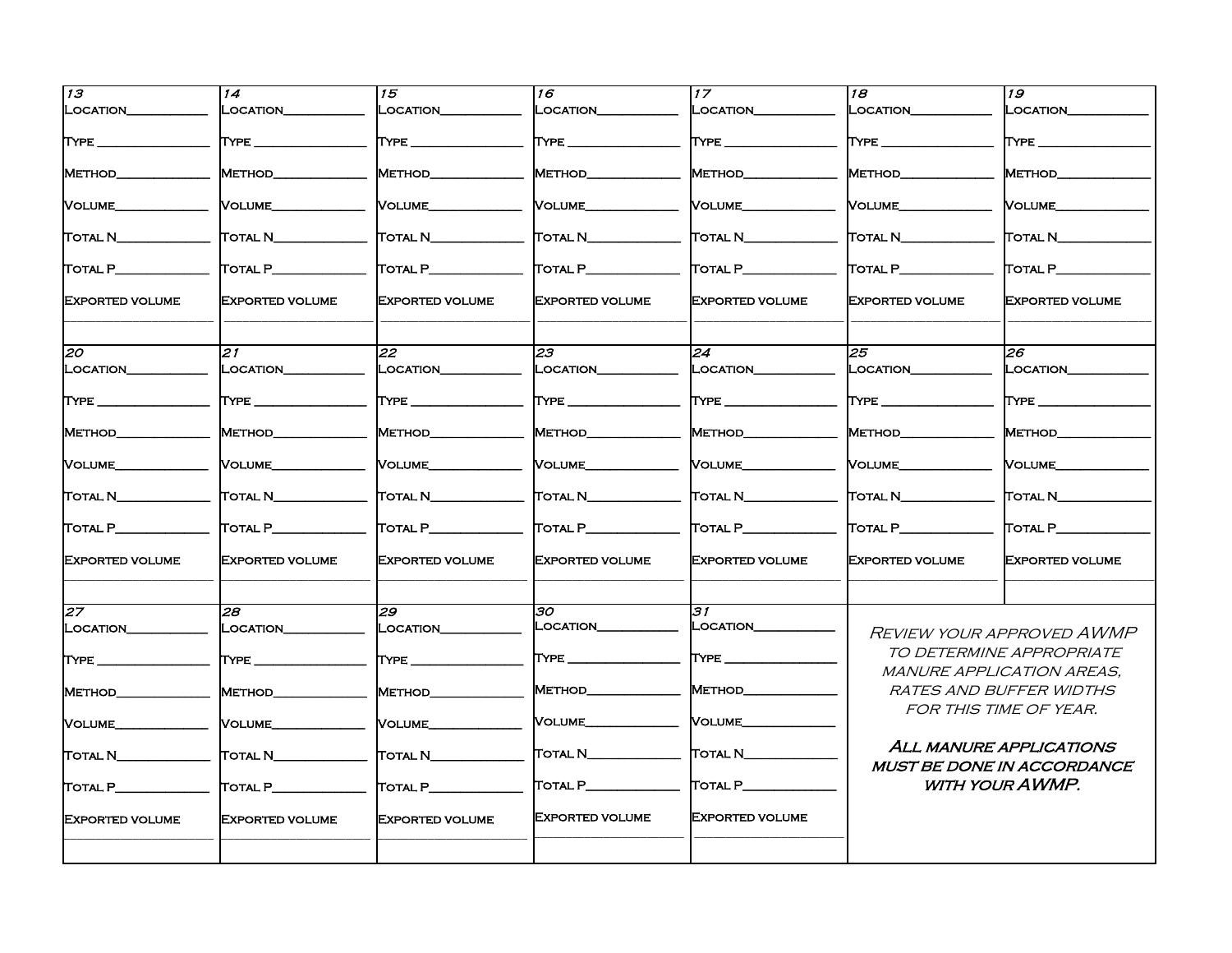| 13 | 14 | 15 | 16 | 17 | 18 | 19 |
| --- | --- | --- | --- | --- | --- | --- |
| Location___________ | Location___________ | Location___________ | Location___________ | Location___________ | Location___________ | Location___________ |
| Type ______________ | Type ______________ | Type ______________ | Type ______________ | Type ______________ | Type ______________ | Type ______________ |
| Method____________ | Method____________ | Method____________ | Method____________ | Method____________ | Method____________ | Method____________ |
| Volume____________ | Volume____________ | Volume____________ | Volume____________ | Volume____________ | Volume____________ | Volume____________ |
| Total N____________ | Total N____________ | Total N____________ | Total N____________ | Total N____________ | Total N____________ | Total N____________ |
| Total P____________ | Total P____________ | Total P____________ | Total P____________ | Total P____________ | Total P____________ | Total P____________ |
| Exported volume ______________ | Exported volume ______________ | Exported volume ______________ | Exported volume ______________ | Exported volume ______________ | Exported volume ______________ | Exported volume ______________ |
| **20** | **21** | **22** | **23** | **24** | **25** | **26** |
| Location___________ | Location___________ | Location___________ | Location___________ | Location___________ | Location___________ | Location___________ |
| Type ______________ | Type ______________ | Type ______________ | Type ______________ | Type ______________ | Type ______________ | Type ______________ |
| Method____________ | Method____________ | Method____________ | Method____________ | Method____________ | Method____________ | Method____________ |
| Volume____________ | Volume____________ | Volume____________ | Volume____________ | Volume____________ | Volume____________ | Volume____________ |
| Total N____________ | Total N____________ | Total N____________ | Total N____________ | Total N____________ | Total N____________ | Total N____________ |
| Total P____________ | Total P____________ | Total P____________ | Total P____________ | Total P____________ | Total P____________ | Total P____________ |
| Exported volume ______________ | Exported volume ______________ | Exported volume ______________ | Exported volume ______________ | Exported volume ______________ | Exported volume ______________ | Exported volume ______________ |
| **27** | **28** | **29** | **30** | **31** | | |
| Location___________ | Location___________ | Location___________ | Location___________ | Location___________ | | |
| Type ______________ | Type ______________ | Type ______________ | Type ______________ | Type ______________ | | |
| Method____________ | Method____________ | Method____________ | Method____________ | Method____________ | | |
| Volume____________ | Volume____________ | Volume____________ | Volume____________ | Volume____________ | | |
| Total N____________ | Total N____________ | Total N____________ | Total N____________ | Total N____________ | | |
| Total P____________ | Total P____________ | Total P____________ | Total P____________ | Total P____________ | | |
| Exported volume ______________ | Exported volume ______________ | Exported volume ______________ | Exported volume ______________ | Exported volume ______________ | | |

*Review your approved AWMP to determine appropriate manure application areas, rates and buffer widths for this time of year.*

***All manure applications must be done in accordance with your AWMP.***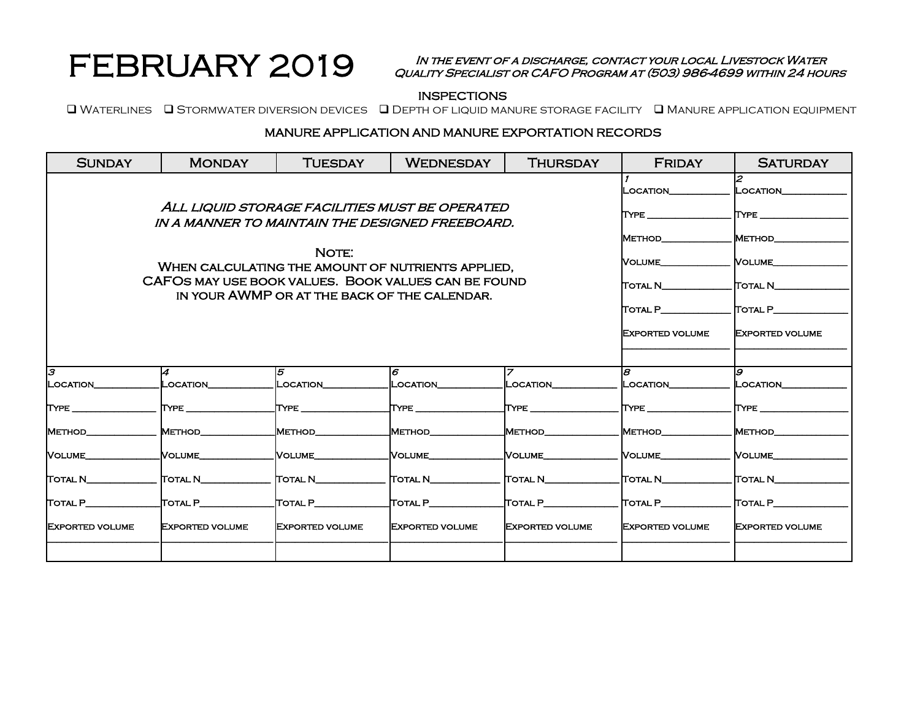# FEBRUARY 2019

*In the event of a discharge, contact your local Livestock Water Quality Specialist or CAFO Program at (503) 986-4699 within 24 hours*

**INSPECTIONS**

❑ Waterlines ❑ Stormwater diversion devices ❑ Depth of liquid manure storage facility ❑ Manure application equipment

**MANURE APPLICATION AND MANURE EXPORTATION RECORDS**

| Sunday | Monday | Tuesday | Wednesday | Thursday | Friday | Saturday |
|---|---|---|---|---|---|---|
| *All liquid storage facilities must be operated in a manner to maintain the designed freeboard.* Note: When calculating the amount of nutrients applied, CAFOs may use book values. Book values can be found in your AWMP or at the back of the calendar. | | | | | 1 Location____ Type ____ Method____ Volume____ Total N____ Total P____ Exported volume ____ | 2 Location____ Type ____ Method____ Volume____ Total N____ Total P____ Exported volume ____ |
| 3 Location____ Type ____ Method____ Volume____ Total N____ Total P____ Exported volume ____ | 4 Location____ Type ____ Method____ Volume____ Total N____ Total P____ Exported volume ____ | 5 Location____ Type ____ Method____ Volume____ Total N____ Total P____ Exported volume ____ | 6 Location____ Type ____ Method____ Volume____ Total N____ Total P____ Exported volume ____ | 7 Location____ Type ____ Method____ Volume____ Total N____ Total P____ Exported volume ____ | 8 Location____ Type ____ Method____ Volume____ Total N____ Total P____ Exported volume ____ | 9 Location____ Type ____ Method____ Volume____ Total N____ Total P____ Exported volume ____ |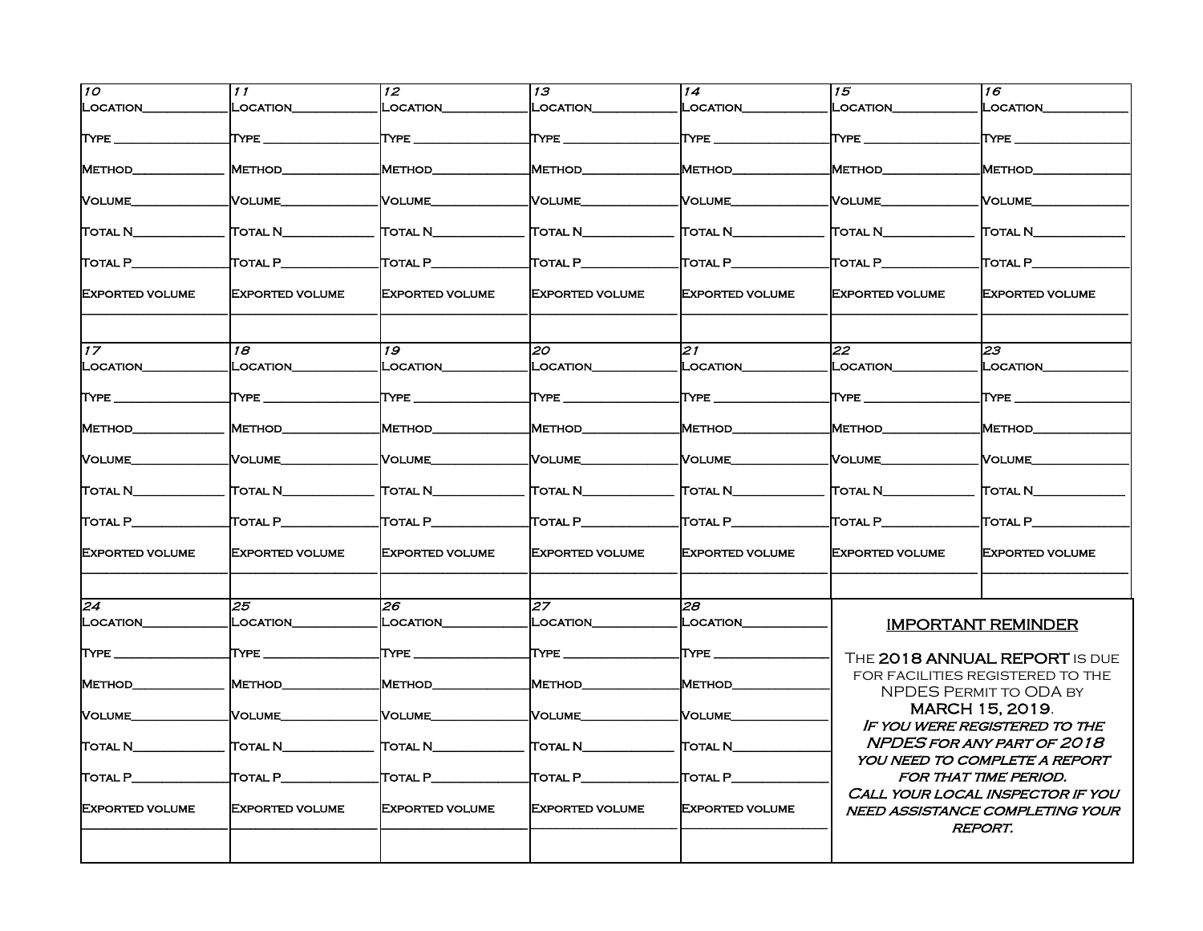| 10 | 11 | 12 | 13 | 14 | 15 | 16 |
|---|---|---|---|---|---|---|
| Location___ | Location___ | Location___ | Location___ | Location___ | Location___ | Location___ |
| Type ___ | Type ___ | Type ___ | Type ___ | Type ___ | Type ___ | Type ___ |
| Method___ | Method___ | Method___ | Method___ | Method___ | Method___ | Method___ |
| Volume___ | Volume___ | Volume___ | Volume___ | Volume___ | Volume___ | Volume___ |
| Total N___ | Total N___ | Total N___ | Total N___ | Total N___ | Total N___ | Total N___ |
| Total P___ | Total P___ | Total P___ | Total P___ | Total P___ | Total P___ | Total P___ |
| Exported volume ___ | Exported volume ___ | Exported volume ___ | Exported volume ___ | Exported volume ___ | Exported volume ___ | Exported volume ___ |

| 17 | 18 | 19 | 20 | 21 | 22 | 23 |
|---|---|---|---|---|---|---|
| Location___ | Location___ | Location___ | Location___ | Location___ | Location___ | Location___ |
| Type ___ | Type ___ | Type ___ | Type ___ | Type ___ | Type ___ | Type ___ |
| Method___ | Method___ | Method___ | Method___ | Method___ | Method___ | Method___ |
| Volume___ | Volume___ | Volume___ | Volume___ | Volume___ | Volume___ | Volume___ |
| Total N___ | Total N___ | Total N___ | Total N___ | Total N___ | Total N___ | Total N___ |
| Total P___ | Total P___ | Total P___ | Total P___ | Total P___ | Total P___ | Total P___ |
| Exported volume ___ | Exported volume ___ | Exported volume ___ | Exported volume ___ | Exported volume ___ | Exported volume ___ | Exported volume ___ |

| 24 | 25 | 26 | 27 | 28 |
|---|---|---|---|---|
| Location___ | Location___ | Location___ | Location___ | Location___ |
| Type ___ | Type ___ | Type ___ | Type ___ | Type ___ |
| Method___ | Method___ | Method___ | Method___ | Method___ |
| Volume___ | Volume___ | Volume___ | Volume___ | Volume___ |
| Total N___ | Total N___ | Total N___ | Total N___ | Total N___ |
| Total P___ | Total P___ | Total P___ | Total P___ | Total P___ |
| Exported volume ___ | Exported volume ___ | Exported volume ___ | Exported volume ___ | Exported volume ___ |

**IMPORTANT REMINDER**

The **2018 ANNUAL REPORT** is due for facilities registered to the NPDES Permit to ODA by **MARCH 15, 2019**.

*If you were registered to the NPDES for any part of 2018 you need to complete a report for that time period.*

*Call your local inspector if you need assistance completing your report.*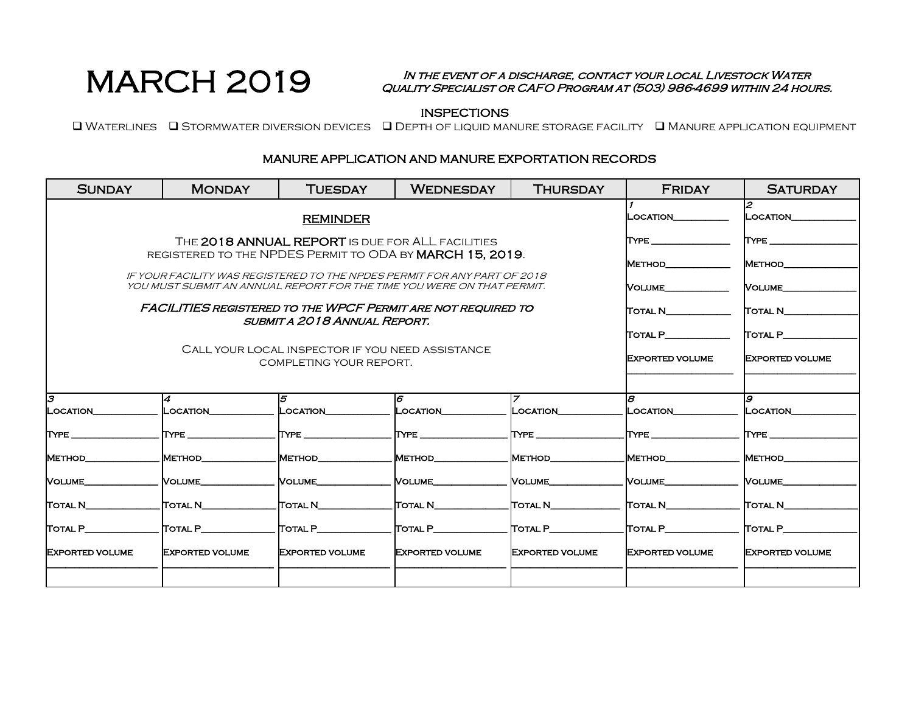# MARCH 2019

***In the event of a discharge, contact your local Livestock Water Quality Specialist or CAFO Program at (503) 986-4699 within 24 hours.***

INSPECTIONS

❑ Waterlines ❑ Stormwater diversion devices ❑ Depth of liquid manure storage facility ❑ Manure application equipment

MANURE APPLICATION AND MANURE EXPORTATION RECORDS

| Sunday | Monday | Tuesday | Wednesday | Thursday | Friday | Saturday |
|---|---|---|---|---|---|---|
| **REMINDER**<br><br>The **2018 ANNUAL REPORT** is due for ALL facilities registered to the NPDES Permit to ODA by **MARCH 15, 2019**.<br><br>*If your facility was registered to the NPDES permit for any part of 2018 you must submit an annual report for the time you were on that permit.*<br><br>***FACILITIES registered to the WPCF Permit are not required to submit a 2018 Annual Report.***<br><br>Call your local inspector if you need assistance completing your report. | | | | | *1*<br>Location__________<br>Type __________<br>Method__________<br>Volume__________<br>Total N__________<br>Total P__________<br>Exported volume<br>__________ | *2*<br>Location__________<br>Type __________<br>Method__________<br>Volume__________<br>Total N__________<br>Total P__________<br>Exported volume<br>__________ |
| *3*<br>Location__________<br>Type __________<br>Method__________<br>Volume__________<br>Total N__________<br>Total P__________<br>Exported volume<br>__________ | *4*<br>Location__________<br>Type __________<br>Method__________<br>Volume__________<br>Total N__________<br>Total P__________<br>Exported volume<br>__________ | *5*<br>Location__________<br>Type __________<br>Method__________<br>Volume__________<br>Total N__________<br>Total P__________<br>Exported volume<br>__________ | *6*<br>Location__________<br>Type __________<br>Method__________<br>Volume__________<br>Total N__________<br>Total P__________<br>Exported volume<br>__________ | *7*<br>Location__________<br>Type __________<br>Method__________<br>Volume__________<br>Total N__________<br>Total P__________<br>Exported volume<br>__________ | *8*<br>Location__________<br>Type __________<br>Method__________<br>Volume__________<br>Total N__________<br>Total P__________<br>Exported volume<br>__________ | *9*<br>Location__________<br>Type __________<br>Method__________<br>Volume__________<br>Total N__________<br>Total P__________<br>Exported volume<br>__________ |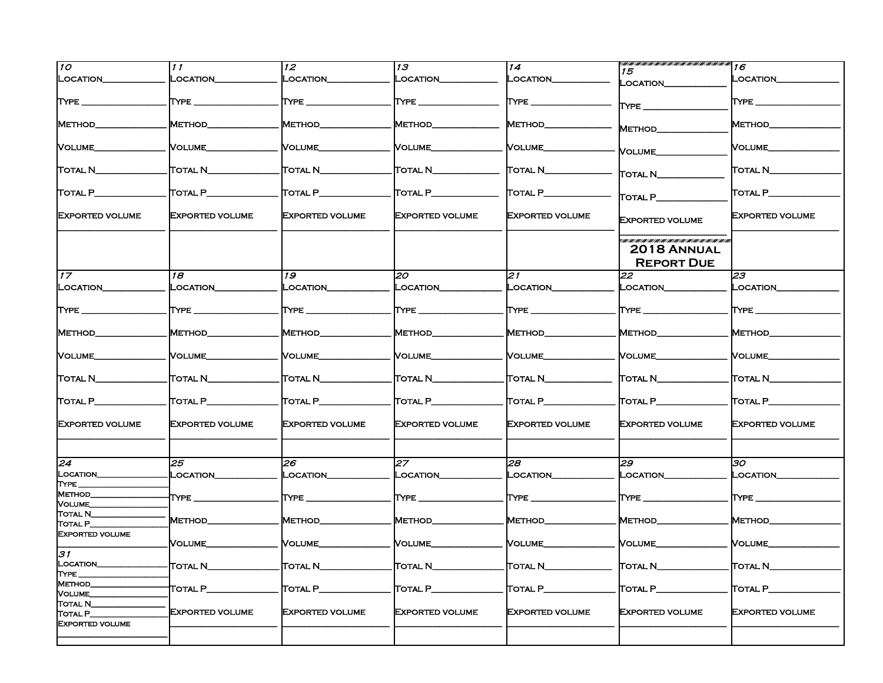| 10 | 11 | 12 | 13 | 14 | 15 | 16 |
|---|---|---|---|---|---|---|
| Location____________<br>Type ______________<br>Method____________<br>Volume____________<br>Total N____________<br>Total P____________<br>Exported volume<br>______________ | Location____________<br>Type ______________<br>Method____________<br>Volume____________<br>Total N____________<br>Total P____________<br>Exported volume<br>______________ | Location____________<br>Type ______________<br>Method____________<br>Volume____________<br>Total N____________<br>Total P____________<br>Exported volume<br>______________ | Location____________<br>Type ______________<br>Method____________<br>Volume____________<br>Total N____________<br>Total P____________<br>Exported volume<br>______________ | Location____________<br>Type ______________<br>Method____________<br>Volume____________<br>Total N____________<br>Total P____________<br>Exported volume<br>______________ | Location____________<br>Type ______________<br>Method____________<br>Volume____________<br>Total N____________<br>Total P____________<br>Exported volume<br>______________<br>**2018 Annual Report Due** | Location____________<br>Type ______________<br>Method____________<br>Volume____________<br>Total N____________<br>Total P____________<br>Exported volume<br>______________ |
| **17** | **18** | **19** | **20** | **21** | **22** | **23** |
| Location____________<br>Type ______________<br>Method____________<br>Volume____________<br>Total N____________<br>Total P____________<br>Exported volume<br>______________ | Location____________<br>Type ______________<br>Method____________<br>Volume____________<br>Total N____________<br>Total P____________<br>Exported volume<br>______________ | Location____________<br>Type ______________<br>Method____________<br>Volume____________<br>Total N____________<br>Total P____________<br>Exported volume<br>______________ | Location____________<br>Type ______________<br>Method____________<br>Volume____________<br>Total N____________<br>Total P____________<br>Exported volume<br>______________ | Location____________<br>Type ______________<br>Method____________<br>Volume____________<br>Total N____________<br>Total P____________<br>Exported volume<br>______________ | Location____________<br>Type ______________<br>Method____________<br>Volume____________<br>Total N____________<br>Total P____________<br>Exported volume<br>______________ | Location____________<br>Type ______________<br>Method____________<br>Volume____________<br>Total N____________<br>Total P____________<br>Exported volume<br>______________ |
| **24** | **25** | **26** | **27** | **28** | **29** | **30** |
| Location____________<br>Type ______________<br>Method____________<br>Volume____________<br>Total N____________<br>Total P____________<br>Exported volume<br>______________<br>**31**<br>Location____________<br>Type ______________<br>Method____________<br>Volume____________<br>Total N____________<br>Total P____________<br>Exported volume<br>______________ | Location____________<br>Type ______________<br>Method____________<br>Volume____________<br>Total N____________<br>Total P____________<br>Exported volume<br>______________ | Location____________<br>Type ______________<br>Method____________<br>Volume____________<br>Total N____________<br>Total P____________<br>Exported volume<br>______________ | Location____________<br>Type ______________<br>Method____________<br>Volume____________<br>Total N____________<br>Total P____________<br>Exported volume<br>______________ | Location____________<br>Type ______________<br>Method____________<br>Volume____________<br>Total N____________<br>Total P____________<br>Exported volume<br>______________ | Location____________<br>Type ______________<br>Method____________<br>Volume____________<br>Total N____________<br>Total P____________<br>Exported volume<br>______________ | Location____________<br>Type ______________<br>Method____________<br>Volume____________<br>Total N____________<br>Total P____________<br>Exported volume<br>______________ |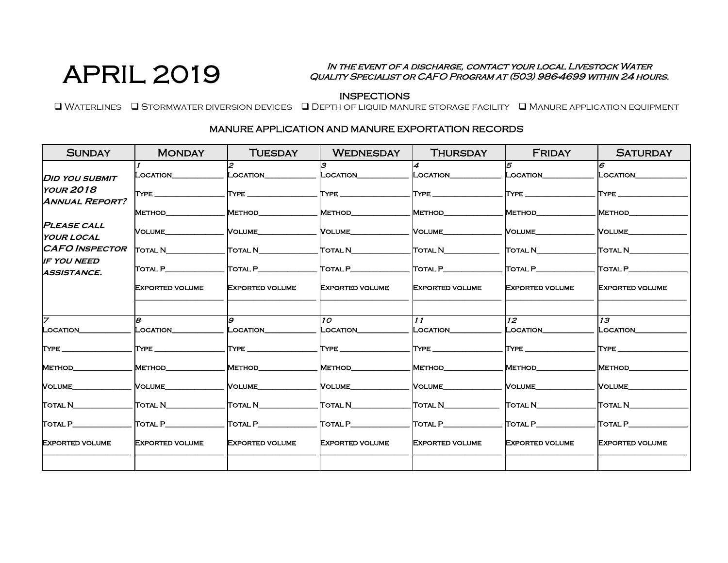# APRIL 2019

*In the event of a discharge, contact your local Livestock Water Quality Specialist or CAFO Program at (503) 986-4699 within 24 hours.*

## INSPECTIONS

❑ Waterlines ❑ Stormwater diversion devices ❑ Depth of liquid manure storage facility ❑ Manure application equipment

## MANURE APPLICATION AND MANURE EXPORTATION RECORDS

| Sunday | Monday | Tuesday | Wednesday | Thursday | Friday | Saturday |
|---|---|---|---|---|---|---|
| ***Did you submit your 2018 Annual Report?*** <br><br> ***Please call your local CAFO Inspector if you need assistance.*** | *1* <br> Location___________ <br> Type ______________ <br> Method____________ <br> Volume____________ <br> Total N____________ <br> Total P____________ <br> Exported volume <br> _________________ | *2* <br> Location___________ <br> Type ______________ <br> Method____________ <br> Volume____________ <br> Total N____________ <br> Total P____________ <br> Exported volume <br> _________________ | *3* <br> Location___________ <br> Type ______________ <br> Method____________ <br> Volume____________ <br> Total N____________ <br> Total P____________ <br> Exported volume <br> _________________ | *4* <br> Location___________ <br> Type ______________ <br> Method____________ <br> Volume____________ <br> Total N____________ <br> Total P____________ <br> Exported volume <br> _________________ | *5* <br> Location___________ <br> Type ______________ <br> Method____________ <br> Volume____________ <br> Total N____________ <br> Total P____________ <br> Exported volume <br> _________________ | *6* <br> Location___________ <br> Type ______________ <br> Method____________ <br> Volume____________ <br> Total N____________ <br> Total P____________ <br> Exported volume <br> _________________ |
| *7* <br> Location___________ <br> Type ______________ <br> Method____________ <br> Volume____________ <br> Total N____________ <br> Total P____________ <br> Exported volume <br> _________________ | *8* <br> Location___________ <br> Type ______________ <br> Method____________ <br> Volume____________ <br> Total N____________ <br> Total P____________ <br> Exported volume <br> _________________ | *9* <br> Location___________ <br> Type ______________ <br> Method____________ <br> Volume____________ <br> Total N____________ <br> Total P____________ <br> Exported volume <br> _________________ | *10* <br> Location___________ <br> Type ______________ <br> Method____________ <br> Volume____________ <br> Total N____________ <br> Total P____________ <br> Exported volume <br> _________________ | *11* <br> Location___________ <br> Type ______________ <br> Method____________ <br> Volume____________ <br> Total N____________ <br> Total P____________ <br> Exported volume <br> _________________ | *12* <br> Location___________ <br> Type ______________ <br> Method____________ <br> Volume____________ <br> Total N____________ <br> Total P____________ <br> Exported volume <br> _________________ | *13* <br> Location___________ <br> Type ______________ <br> Method____________ <br> Volume____________ <br> Total N____________ <br> Total P____________ <br> Exported volume <br> _________________ |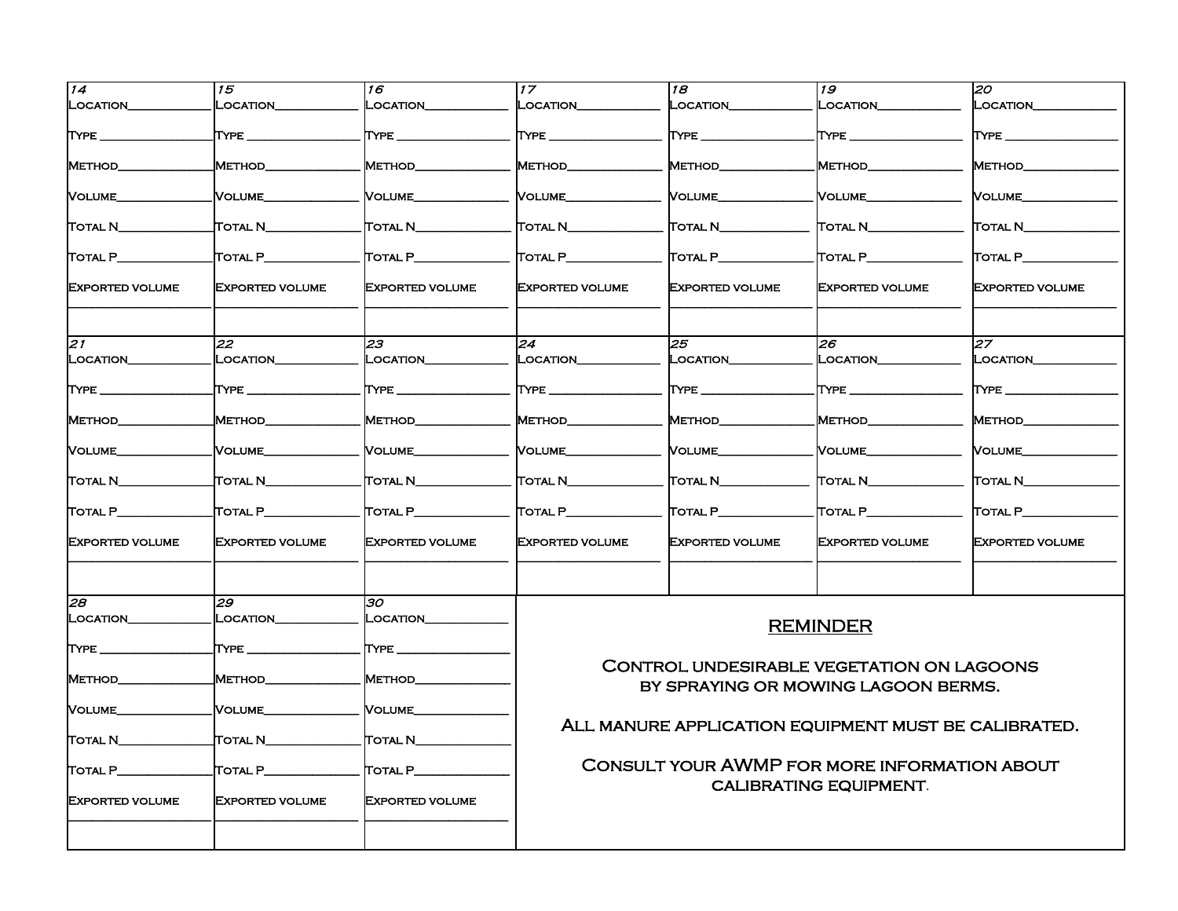| 14 | 15 | 16 | 17 | 18 | 19 | 20 |
|---|---|---|---|---|---|---|
| Location___________<br><br>Type ______________<br><br>Method____________<br><br>Volume____________<br><br>Total N____________<br><br>Total P____________<br><br>Exported volume<br>________________ | Location___________<br><br>Type ______________<br><br>Method____________<br><br>Volume____________<br><br>Total N____________<br><br>Total P____________<br><br>Exported volume<br>________________ | Location___________<br><br>Type ______________<br><br>Method____________<br><br>Volume____________<br><br>Total N____________<br><br>Total P____________<br><br>Exported volume<br>________________ | Location___________<br><br>Type ______________<br><br>Method____________<br><br>Volume____________<br><br>Total N____________<br><br>Total P____________<br><br>Exported volume<br>________________ | Location___________<br><br>Type ______________<br><br>Method____________<br><br>Volume____________<br><br>Total N____________<br><br>Total P____________<br><br>Exported volume<br>________________ | Location___________<br><br>Type ______________<br><br>Method____________<br><br>Volume____________<br><br>Total N____________<br><br>Total P____________<br><br>Exported volume<br>________________ | Location___________<br><br>Type ______________<br><br>Method____________<br><br>Volume____________<br><br>Total N____________<br><br>Total P____________<br><br>Exported volume<br>________________ |
| **21** | **22** | **23** | **24** | **25** | **26** | **27** |
| Location___________<br><br>Type ______________<br><br>Method____________<br><br>Volume____________<br><br>Total N____________<br><br>Total P____________<br><br>Exported volume<br>________________ | Location___________<br><br>Type ______________<br><br>Method____________<br><br>Volume____________<br><br>Total N____________<br><br>Total P____________<br><br>Exported volume<br>________________ | Location___________<br><br>Type ______________<br><br>Method____________<br><br>Volume____________<br><br>Total N____________<br><br>Total P____________<br><br>Exported volume<br>________________ | Location___________<br><br>Type ______________<br><br>Method____________<br><br>Volume____________<br><br>Total N____________<br><br>Total P____________<br><br>Exported volume<br>________________ | Location___________<br><br>Type ______________<br><br>Method____________<br><br>Volume____________<br><br>Total N____________<br><br>Total P____________<br><br>Exported volume<br>________________ | Location___________<br><br>Type ______________<br><br>Method____________<br><br>Volume____________<br><br>Total N____________<br><br>Total P____________<br><br>Exported volume<br>________________ | Location___________<br><br>Type ______________<br><br>Method____________<br><br>Volume____________<br><br>Total N____________<br><br>Total P____________<br><br>Exported volume<br>________________ |
| **28** | **29** | **30** | | | | |
| Location___________<br><br>Type ______________<br><br>Method____________<br><br>Volume____________<br><br>Total N____________<br><br>Total P____________<br><br>Exported volume<br>________________ | Location___________<br><br>Type ______________<br><br>Method____________<br><br>Volume____________<br><br>Total N____________<br><br>Total P____________<br><br>Exported volume<br>________________ | Location___________<br><br>Type ______________<br><br>Method____________<br><br>Volume____________<br><br>Total N____________<br><br>Total P____________<br><br>Exported volume<br>________________ | | | | |

## REMINDER

Control undesirable vegetation on lagoons by spraying or mowing lagoon berms.

All manure application equipment must be calibrated.

Consult your AWMP for more information about calibrating equipment.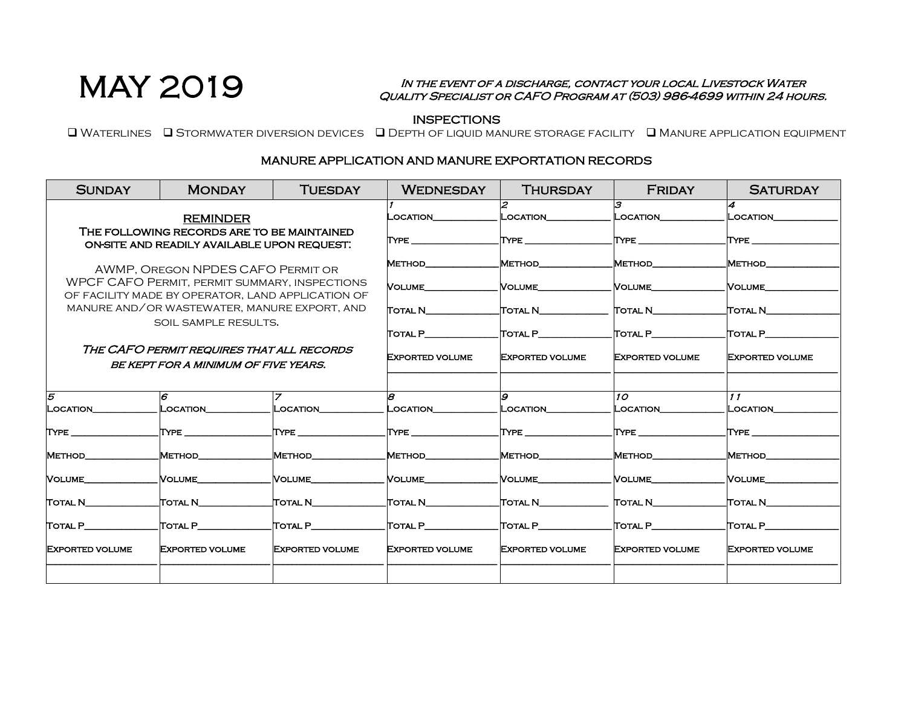# MAY 2019

***In the event of a discharge, contact your local Livestock Water Quality Specialist or CAFO Program at (503) 986-4699 within 24 hours.***

**INSPECTIONS**

❑ Waterlines ❑ Stormwater diversion devices ❑ Depth of liquid manure storage facility ❑ Manure application equipment

**MANURE APPLICATION AND MANURE EXPORTATION RECORDS**

| Sunday | Monday | Tuesday | Wednesday | Thursday | Friday | Saturday |
|---|---|---|---|---|---|---|
| **REMINDER** The following records are to be maintained on-site and readily available upon request: AWMP, Oregon NPDES CAFO Permit or WPCF CAFO Permit, permit summary, inspections of facility made by operator, land application of manure and/or wastewater, manure export, and soil sample results. ***The CAFO permit requires that all records be kept for a minimum of five years.*** | | | 1 Location___ Type ___ Method___ Volume___ Total N___ Total P___ Exported volume ___ | 2 Location___ Type ___ Method___ Volume___ Total N___ Total P___ Exported volume ___ | 3 Location___ Type ___ Method___ Volume___ Total N___ Total P___ Exported volume ___ | 4 Location___ Type ___ Method___ Volume___ Total N___ Total P___ Exported volume ___ |
| 5 Location___ Type ___ Method___ Volume___ Total N___ Total P___ Exported volume ___ | 6 Location___ Type ___ Method___ Volume___ Total N___ Total P___ Exported volume ___ | 7 Location___ Type ___ Method___ Volume___ Total N___ Total P___ Exported volume ___ | 8 Location___ Type ___ Method___ Volume___ Total N___ Total P___ Exported volume ___ | 9 Location___ Type ___ Method___ Volume___ Total N___ Total P___ Exported volume ___ | 10 Location___ Type ___ Method___ Volume___ Total N___ Total P___ Exported volume ___ | 11 Location___ Type ___ Method___ Volume___ Total N___ Total P___ Exported volume ___ |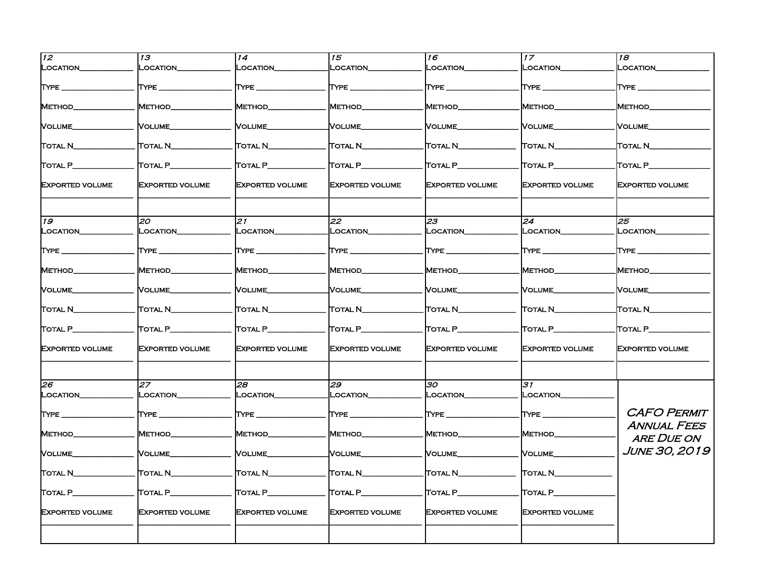| 12 | 13 | 14 | 15 | 16 | 17 | 18 |
|---|---|---|---|---|---|---|
| Location___________ Type ___________ Method___________ Volume___________ Total N___________ Total P___________ Exported volume ___________ | Location___________ Type ___________ Method___________ Volume___________ Total N___________ Total P___________ Exported volume ___________ | Location___________ Type ___________ Method___________ Volume___________ Total N___________ Total P___________ Exported volume ___________ | Location___________ Type ___________ Method___________ Volume___________ Total N___________ Total P___________ Exported volume ___________ | Location___________ Type ___________ Method___________ Volume___________ Total N___________ Total P___________ Exported volume ___________ | Location___________ Type ___________ Method___________ Volume___________ Total N___________ Total P___________ Exported volume ___________ | Location___________ Type ___________ Method___________ Volume___________ Total N___________ Total P___________ Exported volume ___________ |
| **19** | **20** | **21** | **22** | **23** | **24** | **25** |
| Location___________ Type ___________ Method___________ Volume___________ Total N___________ Total P___________ Exported volume ___________ | Location___________ Type ___________ Method___________ Volume___________ Total N___________ Total P___________ Exported volume ___________ | Location___________ Type ___________ Method___________ Volume___________ Total N___________ Total P___________ Exported volume ___________ | Location___________ Type ___________ Method___________ Volume___________ Total N___________ Total P___________ Exported volume ___________ | Location___________ Type ___________ Method___________ Volume___________ Total N___________ Total P___________ Exported volume ___________ | Location___________ Type ___________ Method___________ Volume___________ Total N___________ Total P___________ Exported volume ___________ | Location___________ Type ___________ Method___________ Volume___________ Total N___________ Total P___________ Exported volume ___________ |
| **26** | **27** | **28** | **29** | **30** | **31** | |
| Location___________ Type ___________ Method___________ Volume___________ Total N___________ Total P___________ Exported volume ___________ | Location___________ Type ___________ Method___________ Volume___________ Total N___________ Total P___________ Exported volume ___________ | Location___________ Type ___________ Method___________ Volume___________ Total N___________ Total P___________ Exported volume ___________ | Location___________ Type ___________ Method___________ Volume___________ Total N___________ Total P___________ Exported volume ___________ | Location___________ Type ___________ Method___________ Volume___________ Total N___________ Total P___________ Exported volume ___________ | Location___________ Type ___________ Method___________ Volume___________ Total N___________ Total P___________ Exported volume ___________ | *CAFO Permit Annual Fees are Due on June 30, 2019* |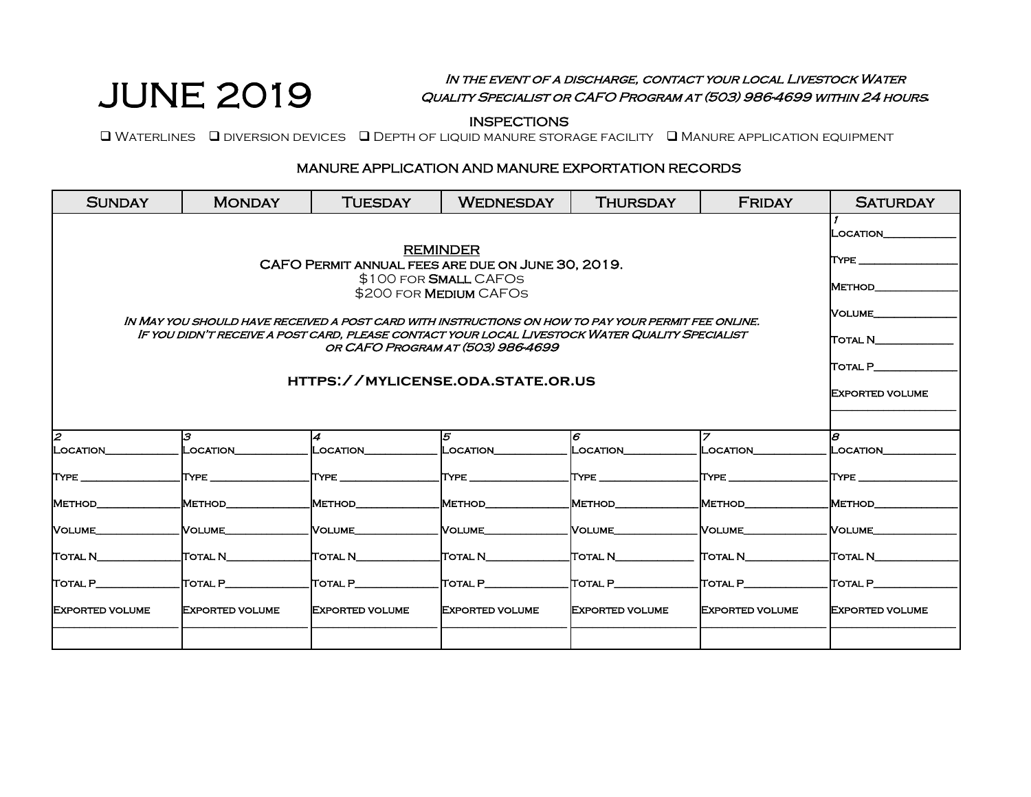# JUNE 2019

*In the event of a discharge, contact your local Livestock Water Quality Specialist or CAFO Program at (503) 986-4699 within 24 hours.*

**INSPECTIONS**

❑ Waterlines ❑ diversion devices ❑ Depth of liquid manure storage facility ❑ Manure application equipment

**MANURE APPLICATION AND MANURE EXPORTATION RECORDS**

| Sunday | Monday | Tuesday | Wednesday | Thursday | Friday | Saturday |
|---|---|---|---|---|---|---|
| **REMINDER**<br>CAFO Permit annual fees are due on June 30, 2019.<br>$100 for **Small** CAFOs<br>$200 for **Medium** CAFOs<br><br>*In May you should have received a post card with instructions on how to pay your permit fee online. If you didn't receive a post card, please contact your local Livestock Water Quality Specialist or CAFO Program at (503) 986-4699*<br><br>**HTTPS://MYLICENSE.ODA.STATE.OR.US** | | | | | | 1<br>Location\_\_\_\_\_\_<br>Type \_\_\_\_\_\_<br>Method\_\_\_\_\_\_<br>Volume\_\_\_\_\_\_<br>Total N\_\_\_\_\_\_<br>Total P\_\_\_\_\_\_<br>Exported volume<br>\_\_\_\_\_\_ |
| 2<br>Location\_\_\_\_\_\_<br>Type \_\_\_\_\_\_<br>Method\_\_\_\_\_\_<br>Volume\_\_\_\_\_\_<br>Total N\_\_\_\_\_\_<br>Total P\_\_\_\_\_\_<br>Exported volume<br>\_\_\_\_\_\_ | 3<br>Location\_\_\_\_\_\_<br>Type \_\_\_\_\_\_<br>Method\_\_\_\_\_\_<br>Volume\_\_\_\_\_\_<br>Total N\_\_\_\_\_\_<br>Total P\_\_\_\_\_\_<br>Exported volume<br>\_\_\_\_\_\_ | 4<br>Location\_\_\_\_\_\_<br>Type \_\_\_\_\_\_<br>Method\_\_\_\_\_\_<br>Volume\_\_\_\_\_\_<br>Total N\_\_\_\_\_\_<br>Total P\_\_\_\_\_\_<br>Exported volume<br>\_\_\_\_\_\_ | 5<br>Location\_\_\_\_\_\_<br>Type \_\_\_\_\_\_<br>Method\_\_\_\_\_\_<br>Volume\_\_\_\_\_\_<br>Total N\_\_\_\_\_\_<br>Total P\_\_\_\_\_\_<br>Exported volume<br>\_\_\_\_\_\_ | 6<br>Location\_\_\_\_\_\_<br>Type \_\_\_\_\_\_<br>Method\_\_\_\_\_\_<br>Volume\_\_\_\_\_\_<br>Total N\_\_\_\_\_\_<br>Total P\_\_\_\_\_\_<br>Exported volume<br>\_\_\_\_\_\_ | 7<br>Location\_\_\_\_\_\_<br>Type \_\_\_\_\_\_<br>Method\_\_\_\_\_\_<br>Volume\_\_\_\_\_\_<br>Total N\_\_\_\_\_\_<br>Total P\_\_\_\_\_\_<br>Exported volume<br>\_\_\_\_\_\_ | 8<br>Location\_\_\_\_\_\_<br>Type \_\_\_\_\_\_<br>Method\_\_\_\_\_\_<br>Volume\_\_\_\_\_\_<br>Total N\_\_\_\_\_\_<br>Total P\_\_\_\_\_\_<br>Exported volume<br>\_\_\_\_\_\_ |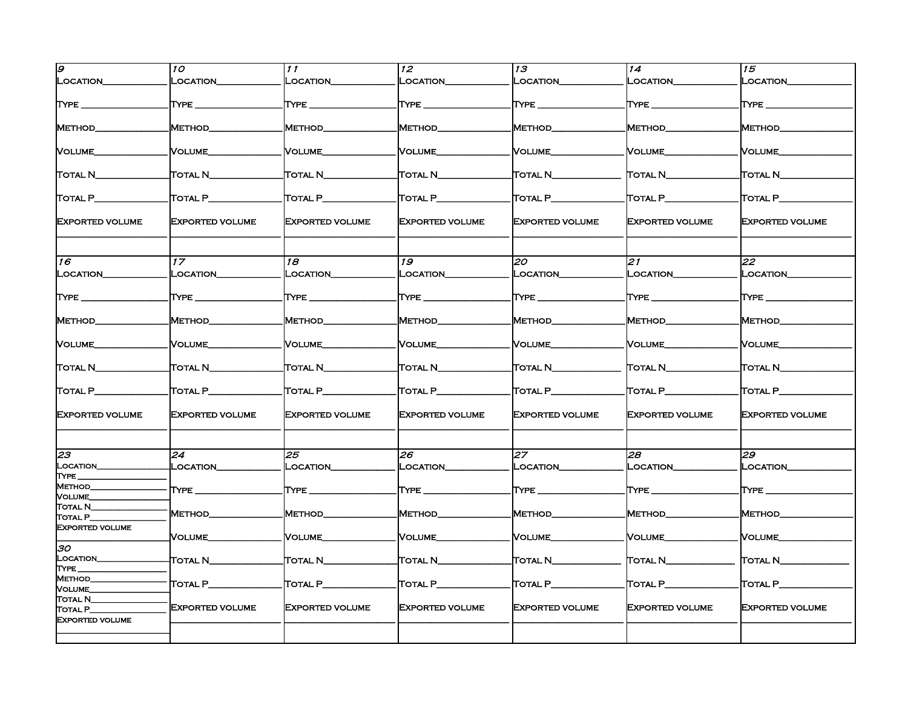| 9 | 10 | 11 | 12 | 13 | 14 | 15 |
|---|---|---|---|---|---|---|
| Location___<br>Type ___<br>Method___<br>Volume___<br>Total N___<br>Total P___<br>Exported volume<br>___ | Location___<br>Type ___<br>Method___<br>Volume___<br>Total N___<br>Total P___<br>Exported volume<br>___ | Location___<br>Type ___<br>Method___<br>Volume___<br>Total N___<br>Total P___<br>Exported volume<br>___ | Location___<br>Type ___<br>Method___<br>Volume___<br>Total N___<br>Total P___<br>Exported volume<br>___ | Location___<br>Type ___<br>Method___<br>Volume___<br>Total N___<br>Total P___<br>Exported volume<br>___ | Location___<br>Type ___<br>Method___<br>Volume___<br>Total N___<br>Total P___<br>Exported volume<br>___ | Location___<br>Type ___<br>Method___<br>Volume___<br>Total N___<br>Total P___<br>Exported volume<br>___ |
| **16** | **17** | **18** | **19** | **20** | **21** | **22** |
| Location___<br>Type ___<br>Method___<br>Volume___<br>Total N___<br>Total P___<br>Exported volume<br>___ | Location___<br>Type ___<br>Method___<br>Volume___<br>Total N___<br>Total P___<br>Exported volume<br>___ | Location___<br>Type ___<br>Method___<br>Volume___<br>Total N___<br>Total P___<br>Exported volume<br>___ | Location___<br>Type ___<br>Method___<br>Volume___<br>Total N___<br>Total P___<br>Exported volume<br>___ | Location___<br>Type ___<br>Method___<br>Volume___<br>Total N___<br>Total P___<br>Exported volume<br>___ | Location___<br>Type ___<br>Method___<br>Volume___<br>Total N___<br>Total P___<br>Exported volume<br>___ | Location___<br>Type ___<br>Method___<br>Volume___<br>Total N___<br>Total P___<br>Exported volume<br>___ |
| **23** | **24** | **25** | **26** | **27** | **28** | **29** |
| Location___<br>Type ___<br>Method___<br>Volume___<br>Total N___<br>Total P___<br>Exported volume<br>___<br>**30**<br>Location___<br>Type ___<br>Method___<br>Volume___<br>Total N___<br>Total P___<br>Exported volume<br>___ | Location___<br>Type ___<br>Method___<br>Volume___<br>Total N___<br>Total P___<br>Exported volume<br>___ | Location___<br>Type ___<br>Method___<br>Volume___<br>Total N___<br>Total P___<br>Exported volume<br>___ | Location___<br>Type ___<br>Method___<br>Volume___<br>Total N___<br>Total P___<br>Exported volume<br>___ | Location___<br>Type ___<br>Method___<br>Volume___<br>Total N___<br>Total P___<br>Exported volume<br>___ | Location___<br>Type ___<br>Method___<br>Volume___<br>Total N___<br>Total P___<br>Exported volume<br>___ | Location___<br>Type ___<br>Method___<br>Volume___<br>Total N___<br>Total P___<br>Exported volume<br>___ |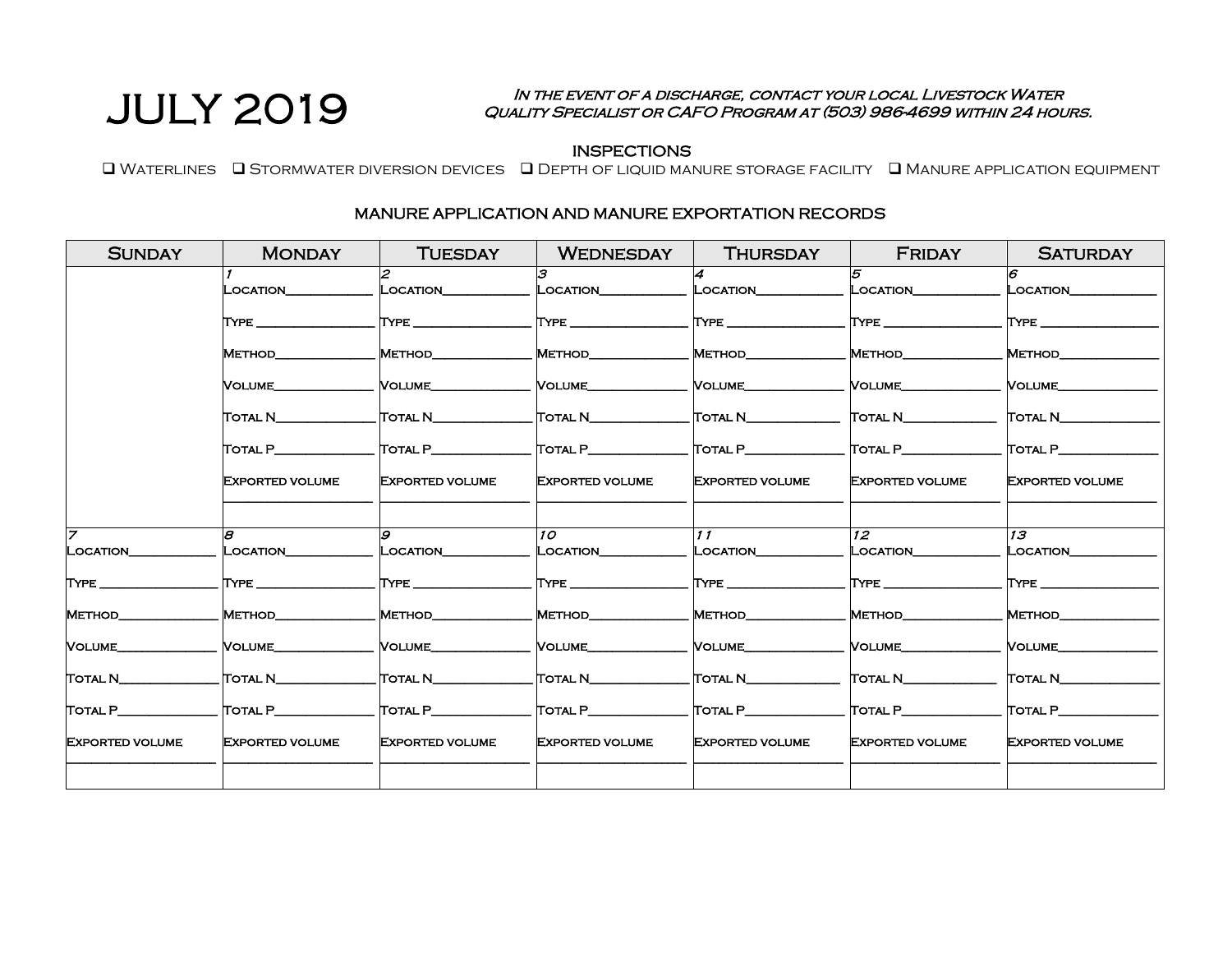# JULY 2019

*In the event of a discharge, contact your local Livestock Water Quality Specialist or CAFO Program at (503) 986-4699 within 24 hours.*

## INSPECTIONS

❑ Waterlines ❑ Stormwater diversion devices ❑ Depth of liquid manure storage facility ❑ Manure application equipment

## MANURE APPLICATION AND MANURE EXPORTATION RECORDS

| Sunday | Monday | Tuesday | Wednesday | Thursday | Friday | Saturday |
|---|---|---|---|---|---|---|
| | 1<br>Location__________<br>Type __________<br>Method__________<br>Volume__________<br>Total N__________<br>Total P__________<br>Exported volume<br>__________ | 2<br>Location__________<br>Type __________<br>Method__________<br>Volume__________<br>Total N__________<br>Total P__________<br>Exported volume<br>__________ | 3<br>Location__________<br>Type __________<br>Method__________<br>Volume__________<br>Total N__________<br>Total P__________<br>Exported volume<br>__________ | 4<br>Location__________<br>Type __________<br>Method__________<br>Volume__________<br>Total N__________<br>Total P__________<br>Exported volume<br>__________ | 5<br>Location__________<br>Type __________<br>Method__________<br>Volume__________<br>Total N__________<br>Total P__________<br>Exported volume<br>__________ | 6<br>Location__________<br>Type __________<br>Method__________<br>Volume__________<br>Total N__________<br>Total P__________<br>Exported volume<br>__________ |
| 7<br>Location__________<br>Type __________<br>Method__________<br>Volume__________<br>Total N__________<br>Total P__________<br>Exported volume<br>__________ | 8<br>Location__________<br>Type __________<br>Method__________<br>Volume__________<br>Total N__________<br>Total P__________<br>Exported volume<br>__________ | 9<br>Location__________<br>Type __________<br>Method__________<br>Volume__________<br>Total N__________<br>Total P__________<br>Exported volume<br>__________ | 10<br>Location__________<br>Type __________<br>Method__________<br>Volume__________<br>Total N__________<br>Total P__________<br>Exported volume<br>__________ | 11<br>Location__________<br>Type __________<br>Method__________<br>Volume__________<br>Total N__________<br>Total P__________<br>Exported volume<br>__________ | 12<br>Location__________<br>Type __________<br>Method__________<br>Volume__________<br>Total N__________<br>Total P__________<br>Exported volume<br>__________ | 13<br>Location__________<br>Type __________<br>Method__________<br>Volume__________<br>Total N__________<br>Total P__________<br>Exported volume<br>__________ |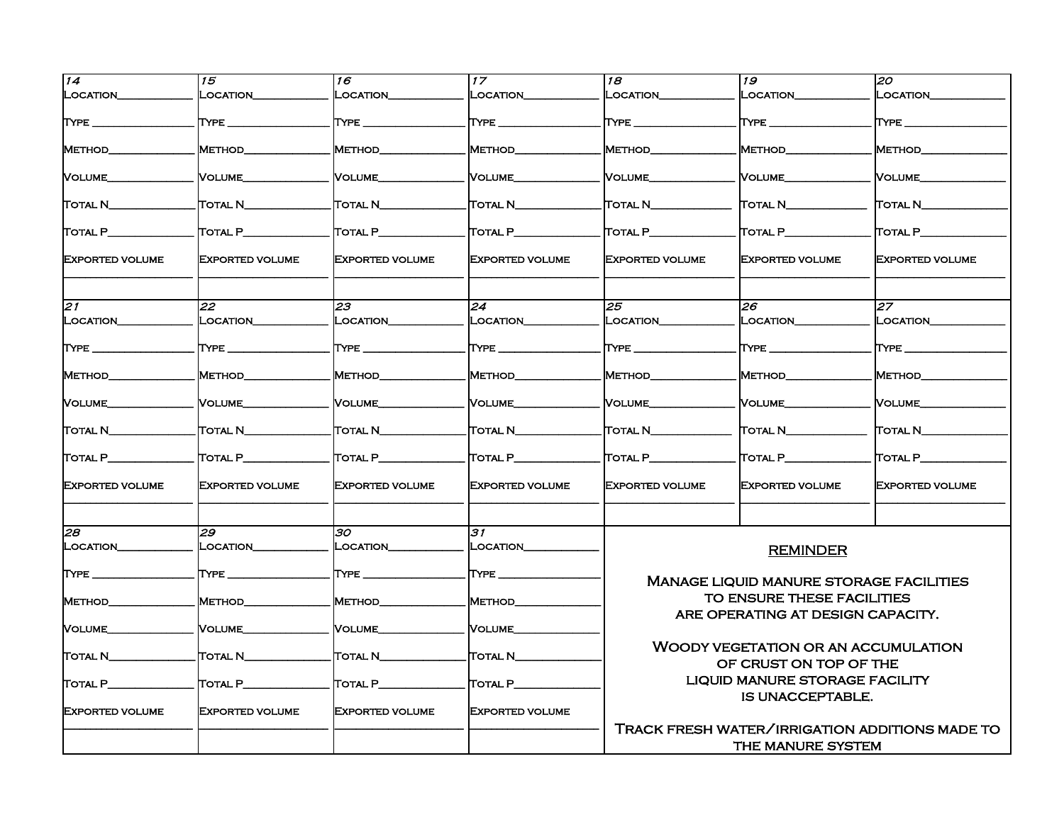| 14 | 15 | 16 | 17 | 18 | 19 | 20 |
|---|---|---|---|---|---|---|
| Location______<br>Type ______<br>Method______<br>Volume______<br>Total N______<br>Total P______<br>Exported volume<br>______ | Location______<br>Type ______<br>Method______<br>Volume______<br>Total N______<br>Total P______<br>Exported volume<br>______ | Location______<br>Type ______<br>Method______<br>Volume______<br>Total N______<br>Total P______<br>Exported volume<br>______ | Location______<br>Type ______<br>Method______<br>Volume______<br>Total N______<br>Total P______<br>Exported volume<br>______ | Location______<br>Type ______<br>Method______<br>Volume______<br>Total N______<br>Total P______<br>Exported volume<br>______ | Location______<br>Type ______<br>Method______<br>Volume______<br>Total N______<br>Total P______<br>Exported volume<br>______ | Location______<br>Type ______<br>Method______<br>Volume______<br>Total N______<br>Total P______<br>Exported volume<br>______ |
| **21** | **22** | **23** | **24** | **25** | **26** | **27** |
| Location______<br>Type ______<br>Method______<br>Volume______<br>Total N______<br>Total P______<br>Exported volume<br>______ | Location______<br>Type ______<br>Method______<br>Volume______<br>Total N______<br>Total P______<br>Exported volume<br>______ | Location______<br>Type ______<br>Method______<br>Volume______<br>Total N______<br>Total P______<br>Exported volume<br>______ | Location______<br>Type ______<br>Method______<br>Volume______<br>Total N______<br>Total P______<br>Exported volume<br>______ | Location______<br>Type ______<br>Method______<br>Volume______<br>Total N______<br>Total P______<br>Exported volume<br>______ | Location______<br>Type ______<br>Method______<br>Volume______<br>Total N______<br>Total P______<br>Exported volume<br>______ | Location______<br>Type ______<br>Method______<br>Volume______<br>Total N______<br>Total P______<br>Exported volume<br>______ |
| **28** | **29** | **30** | **31** | | | |
| Location______<br>Type ______<br>Method______<br>Volume______<br>Total N______<br>Total P______<br>Exported volume<br>______ | Location______<br>Type ______<br>Method______<br>Volume______<br>Total N______<br>Total P______<br>Exported volume<br>______ | Location______<br>Type ______<br>Method______<br>Volume______<br>Total N______<br>Total P______<br>Exported volume<br>______ | Location______<br>Type ______<br>Method______<br>Volume______<br>Total N______<br>Total P______<br>Exported volume<br>______ | | | |

**REMINDER**

Manage liquid manure storage facilities to ensure these facilities are operating at design capacity.

Woody vegetation or an accumulation of crust on top of the liquid manure storage facility is unacceptable.

Track fresh water/irrigation additions made to the manure system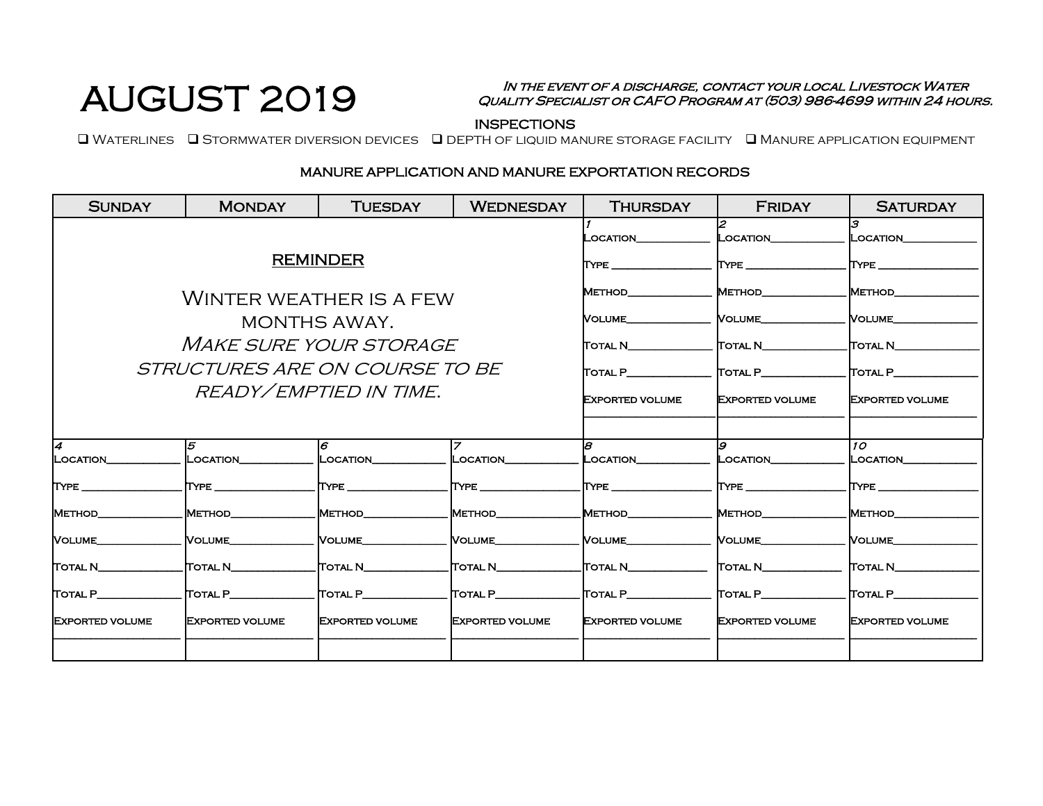# AUGUST 2019

*In the event of a discharge, contact your local Livestock Water Quality Specialist or CAFO Program at (503) 986-4699 within 24 hours.*

**INSPECTIONS**

❑ Waterlines ❑ Stormwater diversion devices ❑ DEPTH of liquid manure storage facility ❑ Manure application equipment

**MANURE APPLICATION AND MANURE EXPORTATION RECORDS**

| Sunday | Monday | Tuesday | Wednesday | Thursday | Friday | Saturday |
|---|---|---|---|---|---|---|
| <u>REMINDER</u><br><br>Winter weather is a few months away.<br>*Make sure your storage structures are on course to be ready/emptied in time.* | | | | 1<br>Location\_\_\_\_\_\_\_\_\_\_<br>Type \_\_\_\_\_\_\_\_\_\_<br>Method\_\_\_\_\_\_\_\_\_\_<br>Volume\_\_\_\_\_\_\_\_\_\_<br>Total N\_\_\_\_\_\_\_\_\_\_<br>Total P\_\_\_\_\_\_\_\_\_\_<br>Exported volume<br>\_\_\_\_\_\_\_\_\_\_ | 2<br>Location\_\_\_\_\_\_\_\_\_\_<br>Type \_\_\_\_\_\_\_\_\_\_<br>Method\_\_\_\_\_\_\_\_\_\_<br>Volume\_\_\_\_\_\_\_\_\_\_<br>Total N\_\_\_\_\_\_\_\_\_\_<br>Total P\_\_\_\_\_\_\_\_\_\_<br>Exported volume<br>\_\_\_\_\_\_\_\_\_\_ | 3<br>Location\_\_\_\_\_\_\_\_\_\_<br>Type \_\_\_\_\_\_\_\_\_\_<br>Method\_\_\_\_\_\_\_\_\_\_<br>Volume\_\_\_\_\_\_\_\_\_\_<br>Total N\_\_\_\_\_\_\_\_\_\_<br>Total P\_\_\_\_\_\_\_\_\_\_<br>Exported volume<br>\_\_\_\_\_\_\_\_\_\_ |
| 4<br>Location\_\_\_\_\_\_\_\_\_\_<br>Type \_\_\_\_\_\_\_\_\_\_<br>Method\_\_\_\_\_\_\_\_\_\_<br>Volume\_\_\_\_\_\_\_\_\_\_<br>Total N\_\_\_\_\_\_\_\_\_\_<br>Total P\_\_\_\_\_\_\_\_\_\_<br>Exported volume<br>\_\_\_\_\_\_\_\_\_\_ | 5<br>Location\_\_\_\_\_\_\_\_\_\_<br>Type \_\_\_\_\_\_\_\_\_\_<br>Method\_\_\_\_\_\_\_\_\_\_<br>Volume\_\_\_\_\_\_\_\_\_\_<br>Total N\_\_\_\_\_\_\_\_\_\_<br>Total P\_\_\_\_\_\_\_\_\_\_<br>Exported volume<br>\_\_\_\_\_\_\_\_\_\_ | 6<br>Location\_\_\_\_\_\_\_\_\_\_<br>Type \_\_\_\_\_\_\_\_\_\_<br>Method\_\_\_\_\_\_\_\_\_\_<br>Volume\_\_\_\_\_\_\_\_\_\_<br>Total N\_\_\_\_\_\_\_\_\_\_<br>Total P\_\_\_\_\_\_\_\_\_\_<br>Exported volume<br>\_\_\_\_\_\_\_\_\_\_ | 7<br>Location\_\_\_\_\_\_\_\_\_\_<br>Type \_\_\_\_\_\_\_\_\_\_<br>Method\_\_\_\_\_\_\_\_\_\_<br>Volume\_\_\_\_\_\_\_\_\_\_<br>Total N\_\_\_\_\_\_\_\_\_\_<br>Total P\_\_\_\_\_\_\_\_\_\_<br>Exported volume<br>\_\_\_\_\_\_\_\_\_\_ | 8<br>Location\_\_\_\_\_\_\_\_\_\_<br>Type \_\_\_\_\_\_\_\_\_\_<br>Method\_\_\_\_\_\_\_\_\_\_<br>Volume\_\_\_\_\_\_\_\_\_\_<br>Total N\_\_\_\_\_\_\_\_\_\_<br>Total P\_\_\_\_\_\_\_\_\_\_<br>Exported volume<br>\_\_\_\_\_\_\_\_\_\_ | 9<br>Location\_\_\_\_\_\_\_\_\_\_<br>Type \_\_\_\_\_\_\_\_\_\_<br>Method\_\_\_\_\_\_\_\_\_\_<br>Volume\_\_\_\_\_\_\_\_\_\_<br>Total N\_\_\_\_\_\_\_\_\_\_<br>Total P\_\_\_\_\_\_\_\_\_\_<br>Exported volume<br>\_\_\_\_\_\_\_\_\_\_ | 10<br>Location\_\_\_\_\_\_\_\_\_\_<br>Type \_\_\_\_\_\_\_\_\_\_<br>Method\_\_\_\_\_\_\_\_\_\_<br>Volume\_\_\_\_\_\_\_\_\_\_<br>Total N\_\_\_\_\_\_\_\_\_\_<br>Total P\_\_\_\_\_\_\_\_\_\_<br>Exported volume<br>\_\_\_\_\_\_\_\_\_\_ |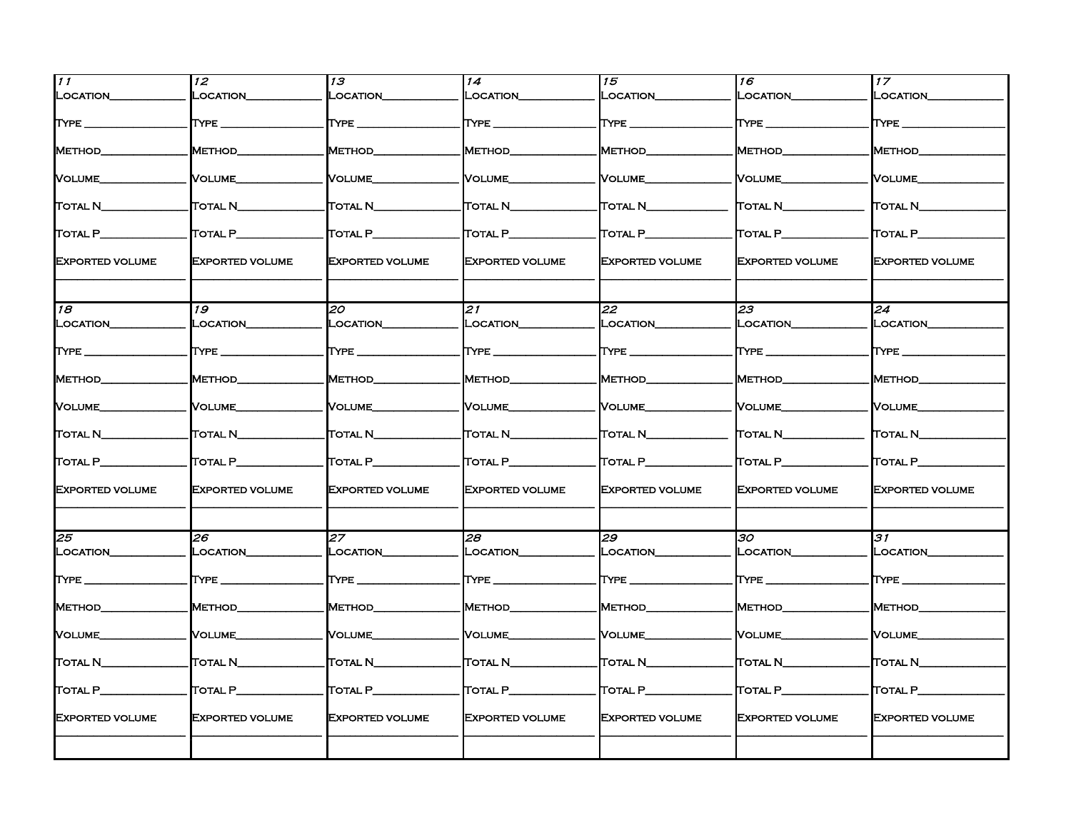| 11 | 12 | 13 | 14 | 15 | 16 | 17 |
|---|---|---|---|---|---|---|
| Location___ | Location___ | Location___ | Location___ | Location___ | Location___ | Location___ |
| Type ___ | Type ___ | Type ___ | Type ___ | Type ___ | Type ___ | Type ___ |
| Method___ | Method___ | Method___ | Method___ | Method___ | Method___ | Method___ |
| Volume___ | Volume___ | Volume___ | Volume___ | Volume___ | Volume___ | Volume___ |
| Total N___ | Total N___ | Total N___ | Total N___ | Total N___ | Total N___ | Total N___ |
| Total P___ | Total P___ | Total P___ | Total P___ | Total P___ | Total P___ | Total P___ |
| Exported volume ___ | Exported volume ___ | Exported volume ___ | Exported volume ___ | Exported volume ___ | Exported volume ___ | Exported volume ___ |
| **18** | **19** | **20** | **21** | **22** | **23** | **24** |
| Location___ | Location___ | Location___ | Location___ | Location___ | Location___ | Location___ |
| Type ___ | Type ___ | Type ___ | Type ___ | Type ___ | Type ___ | Type ___ |
| Method___ | Method___ | Method___ | Method___ | Method___ | Method___ | Method___ |
| Volume___ | Volume___ | Volume___ | Volume___ | Volume___ | Volume___ | Volume___ |
| Total N___ | Total N___ | Total N___ | Total N___ | Total N___ | Total N___ | Total N___ |
| Total P___ | Total P___ | Total P___ | Total P___ | Total P___ | Total P___ | Total P___ |
| Exported volume ___ | Exported volume ___ | Exported volume ___ | Exported volume ___ | Exported volume ___ | Exported volume ___ | Exported volume ___ |
| **25** | **26** | **27** | **28** | **29** | **30** | **31** |
| Location___ | Location___ | Location___ | Location___ | Location___ | Location___ | Location___ |
| Type ___ | Type ___ | Type ___ | Type ___ | Type ___ | Type ___ | Type ___ |
| Method___ | Method___ | Method___ | Method___ | Method___ | Method___ | Method___ |
| Volume___ | Volume___ | Volume___ | Volume___ | Volume___ | Volume___ | Volume___ |
| Total N___ | Total N___ | Total N___ | Total N___ | Total N___ | Total N___ | Total N___ |
| Total P___ | Total P___ | Total P___ | Total P___ | Total P___ | Total P___ | Total P___ |
| Exported volume ___ | Exported volume ___ | Exported volume ___ | Exported volume ___ | Exported volume ___ | Exported volume ___ | Exported volume ___ |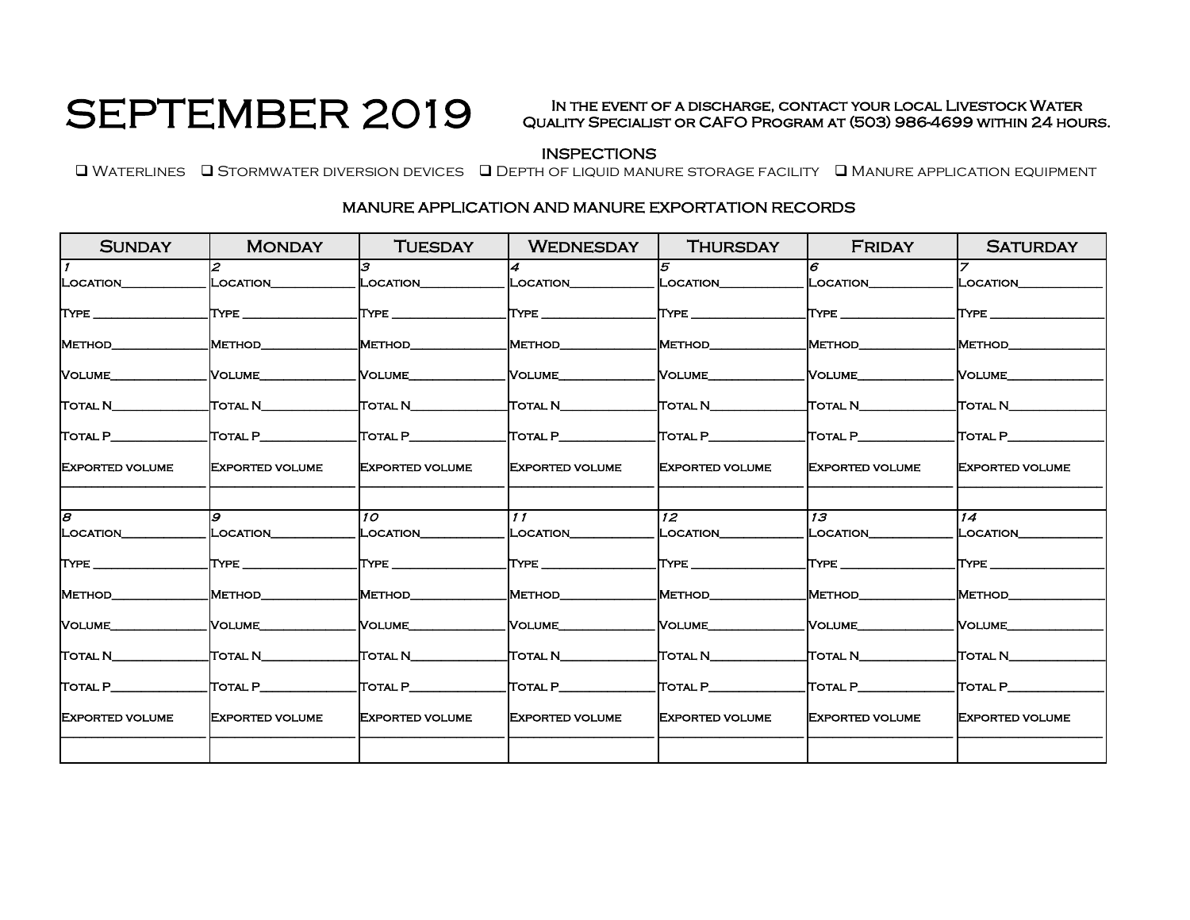# SEPTEMBER 2019

In the event of a discharge, contact your local Livestock Water Quality Specialist or CAFO Program at (503) 986-4699 within 24 hours.

## INSPECTIONS

❑ Waterlines ❑ Stormwater diversion devices ❑ Depth of liquid manure storage facility ❑ Manure application equipment

## MANURE APPLICATION AND MANURE EXPORTATION RECORDS

| Sunday | Monday | Tuesday | Wednesday | Thursday | Friday | Saturday |
|---|---|---|---|---|---|---|
| 1<br>Location__________<br>Type __________<br>Method__________<br>Volume__________<br>Total N__________<br>Total P__________<br>Exported volume<br>__________ | 2<br>Location__________<br>Type __________<br>Method__________<br>Volume__________<br>Total N__________<br>Total P__________<br>Exported volume<br>__________ | 3<br>Location__________<br>Type __________<br>Method__________<br>Volume__________<br>Total N__________<br>Total P__________<br>Exported volume<br>__________ | 4<br>Location__________<br>Type __________<br>Method__________<br>Volume__________<br>Total N__________<br>Total P__________<br>Exported volume<br>__________ | 5<br>Location__________<br>Type __________<br>Method__________<br>Volume__________<br>Total N__________<br>Total P__________<br>Exported volume<br>__________ | 6<br>Location__________<br>Type __________<br>Method__________<br>Volume__________<br>Total N__________<br>Total P__________<br>Exported volume<br>__________ | 7<br>Location__________<br>Type __________<br>Method__________<br>Volume__________<br>Total N__________<br>Total P__________<br>Exported volume<br>__________ |
| 8<br>Location__________<br>Type __________<br>Method__________<br>Volume__________<br>Total N__________<br>Total P__________<br>Exported volume<br>__________ | 9<br>Location__________<br>Type __________<br>Method__________<br>Volume__________<br>Total N__________<br>Total P__________<br>Exported volume<br>__________ | 10<br>Location__________<br>Type __________<br>Method__________<br>Volume__________<br>Total N__________<br>Total P__________<br>Exported volume<br>__________ | 11<br>Location__________<br>Type __________<br>Method__________<br>Volume__________<br>Total N__________<br>Total P__________<br>Exported volume<br>__________ | 12<br>Location__________<br>Type __________<br>Method__________<br>Volume__________<br>Total N__________<br>Total P__________<br>Exported volume<br>__________ | 13<br>Location__________<br>Type __________<br>Method__________<br>Volume__________<br>Total N__________<br>Total P__________<br>Exported volume<br>__________ | 14<br>Location__________<br>Type __________<br>Method__________<br>Volume__________<br>Total N__________<br>Total P__________<br>Exported volume<br>__________ |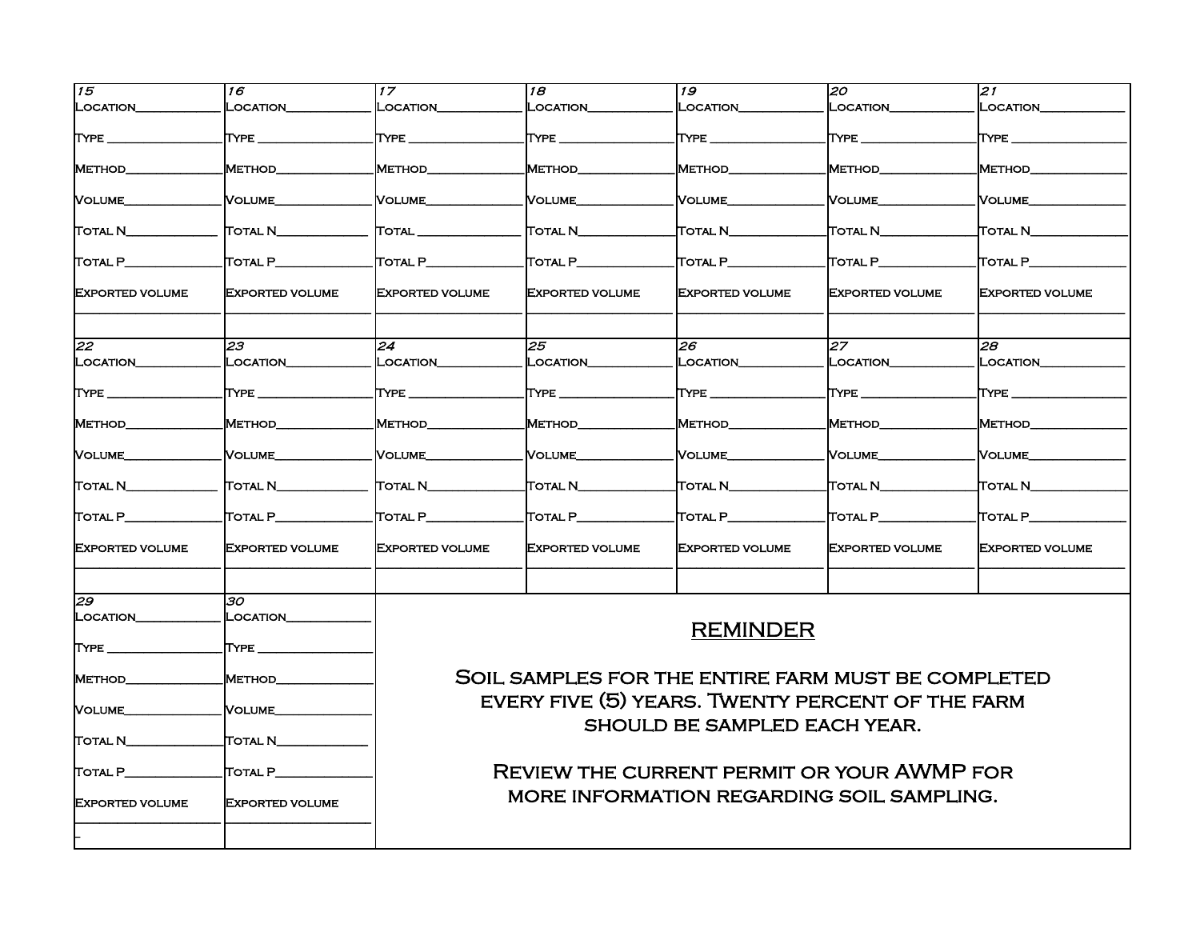| 15 | 16 | 17 | 18 | 19 | 20 | 21 |
|---|---|---|---|---|---|---|
| Location\_\_\_\_\_\_\_\_\_\_ | Location\_\_\_\_\_\_\_\_\_\_ | Location\_\_\_\_\_\_\_\_\_\_ | Location\_\_\_\_\_\_\_\_\_\_ | Location\_\_\_\_\_\_\_\_\_\_ | Location\_\_\_\_\_\_\_\_\_\_ | Location\_\_\_\_\_\_\_\_\_\_ |
| Type \_\_\_\_\_\_\_\_\_\_ | Type \_\_\_\_\_\_\_\_\_\_ | Type \_\_\_\_\_\_\_\_\_\_ | Type \_\_\_\_\_\_\_\_\_\_ | Type \_\_\_\_\_\_\_\_\_\_ | Type \_\_\_\_\_\_\_\_\_\_ | Type \_\_\_\_\_\_\_\_\_\_ |
| Method\_\_\_\_\_\_\_\_\_\_ | Method\_\_\_\_\_\_\_\_\_\_ | Method\_\_\_\_\_\_\_\_\_\_ | Method\_\_\_\_\_\_\_\_\_\_ | Method\_\_\_\_\_\_\_\_\_\_ | Method\_\_\_\_\_\_\_\_\_\_ | Method\_\_\_\_\_\_\_\_\_\_ |
| Volume\_\_\_\_\_\_\_\_\_\_ | Volume\_\_\_\_\_\_\_\_\_\_ | Volume\_\_\_\_\_\_\_\_\_\_ | Volume\_\_\_\_\_\_\_\_\_\_ | Volume\_\_\_\_\_\_\_\_\_\_ | Volume\_\_\_\_\_\_\_\_\_\_ | Volume\_\_\_\_\_\_\_\_\_\_ |
| Total N\_\_\_\_\_\_\_\_\_\_ | Total N\_\_\_\_\_\_\_\_\_\_ | Total \_\_\_\_\_\_\_\_\_\_ | Total N\_\_\_\_\_\_\_\_\_\_ | Total N\_\_\_\_\_\_\_\_\_\_ | Total N\_\_\_\_\_\_\_\_\_\_ | Total N\_\_\_\_\_\_\_\_\_\_ |
| Total P\_\_\_\_\_\_\_\_\_\_ | Total P\_\_\_\_\_\_\_\_\_\_ | Total P\_\_\_\_\_\_\_\_\_\_ | Total P\_\_\_\_\_\_\_\_\_\_ | Total P\_\_\_\_\_\_\_\_\_\_ | Total P\_\_\_\_\_\_\_\_\_\_ | Total P\_\_\_\_\_\_\_\_\_\_ |
| Exported volume \_\_\_\_\_\_\_\_\_\_ | Exported volume \_\_\_\_\_\_\_\_\_\_ | Exported volume \_\_\_\_\_\_\_\_\_\_ | Exported volume \_\_\_\_\_\_\_\_\_\_ | Exported volume \_\_\_\_\_\_\_\_\_\_ | Exported volume \_\_\_\_\_\_\_\_\_\_ | Exported volume \_\_\_\_\_\_\_\_\_\_ |

| 22 | 23 | 24 | 25 | 26 | 27 | 28 |
|---|---|---|---|---|---|---|
| Location\_\_\_\_\_\_\_\_\_\_ | Location\_\_\_\_\_\_\_\_\_\_ | Location\_\_\_\_\_\_\_\_\_\_ | Location\_\_\_\_\_\_\_\_\_\_ | Location\_\_\_\_\_\_\_\_\_\_ | Location\_\_\_\_\_\_\_\_\_\_ | Location\_\_\_\_\_\_\_\_\_\_ |
| Type \_\_\_\_\_\_\_\_\_\_ | Type \_\_\_\_\_\_\_\_\_\_ | Type \_\_\_\_\_\_\_\_\_\_ | Type \_\_\_\_\_\_\_\_\_\_ | Type \_\_\_\_\_\_\_\_\_\_ | Type \_\_\_\_\_\_\_\_\_\_ | Type \_\_\_\_\_\_\_\_\_\_ |
| Method\_\_\_\_\_\_\_\_\_\_ | Method\_\_\_\_\_\_\_\_\_\_ | Method\_\_\_\_\_\_\_\_\_\_ | Method\_\_\_\_\_\_\_\_\_\_ | Method\_\_\_\_\_\_\_\_\_\_ | Method\_\_\_\_\_\_\_\_\_\_ | Method\_\_\_\_\_\_\_\_\_\_ |
| Volume\_\_\_\_\_\_\_\_\_\_ | Volume\_\_\_\_\_\_\_\_\_\_ | Volume\_\_\_\_\_\_\_\_\_\_ | Volume\_\_\_\_\_\_\_\_\_\_ | Volume\_\_\_\_\_\_\_\_\_\_ | Volume\_\_\_\_\_\_\_\_\_\_ | Volume\_\_\_\_\_\_\_\_\_\_ |
| Total N\_\_\_\_\_\_\_\_\_\_ | Total N\_\_\_\_\_\_\_\_\_\_ | Total N\_\_\_\_\_\_\_\_\_\_ | Total N\_\_\_\_\_\_\_\_\_\_ | Total N\_\_\_\_\_\_\_\_\_\_ | Total N\_\_\_\_\_\_\_\_\_\_ | Total N\_\_\_\_\_\_\_\_\_\_ |
| Total P\_\_\_\_\_\_\_\_\_\_ | Total P\_\_\_\_\_\_\_\_\_\_ | Total P\_\_\_\_\_\_\_\_\_\_ | Total P\_\_\_\_\_\_\_\_\_\_ | Total P\_\_\_\_\_\_\_\_\_\_ | Total P\_\_\_\_\_\_\_\_\_\_ | Total P\_\_\_\_\_\_\_\_\_\_ |
| Exported volume \_\_\_\_\_\_\_\_\_\_ | Exported volume \_\_\_\_\_\_\_\_\_\_ | Exported volume \_\_\_\_\_\_\_\_\_\_ | Exported volume \_\_\_\_\_\_\_\_\_\_ | Exported volume \_\_\_\_\_\_\_\_\_\_ | Exported volume \_\_\_\_\_\_\_\_\_\_ | Exported volume \_\_\_\_\_\_\_\_\_\_ |

| 29 | 30 |
|---|---|
| Location\_\_\_\_\_\_\_\_\_\_ | Location\_\_\_\_\_\_\_\_\_\_ |
| Type \_\_\_\_\_\_\_\_\_\_ | Type \_\_\_\_\_\_\_\_\_\_ |
| Method\_\_\_\_\_\_\_\_\_\_ | Method\_\_\_\_\_\_\_\_\_\_ |
| Volume\_\_\_\_\_\_\_\_\_\_ | Volume\_\_\_\_\_\_\_\_\_\_ |
| Total N\_\_\_\_\_\_\_\_\_\_ | Total N\_\_\_\_\_\_\_\_\_\_ |
| Total P\_\_\_\_\_\_\_\_\_\_ | Total P\_\_\_\_\_\_\_\_\_\_ |
| Exported volume \_\_\_\_\_\_\_\_\_\_ | Exported volume \_\_\_\_\_\_\_\_\_\_ |

## REMINDER

Soil samples for the entire farm must be completed every five (5) years. Twenty percent of the farm should be sampled each year.

Review the current permit or your AWMP for more information regarding soil sampling.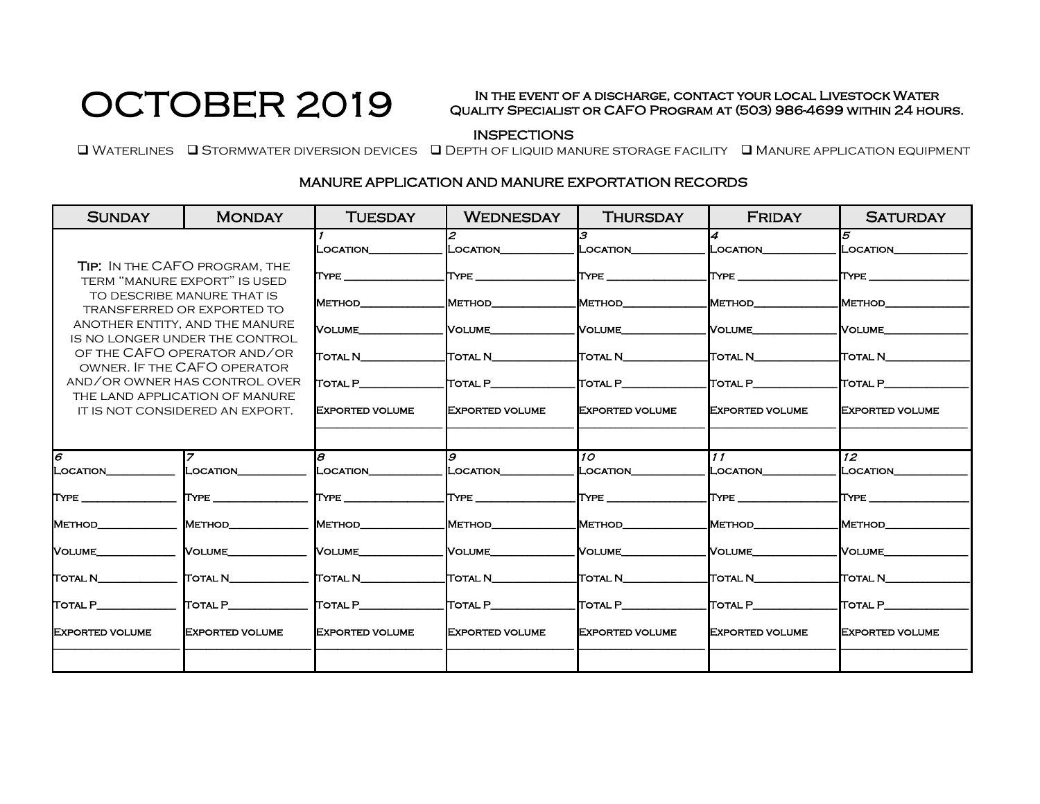# OCTOBER 2019

In the event of a discharge, contact your local Livestock Water Quality Specialist or CAFO Program at (503) 986-4699 within 24 hours.

## INSPECTIONS

❑ Waterlines ❑ Stormwater diversion devices ❑ Depth of liquid manure storage facility ❑ Manure application equipment

## MANURE APPLICATION AND MANURE EXPORTATION RECORDS

| Sunday | Monday | Tuesday | Wednesday | Thursday | Friday | Saturday |
|---|---|---|---|---|---|---|
| **Tip:** In the CAFO program, the term "manure export" is used to describe manure that is transferred or exported to another entity, and the manure is no longer under the control of the CAFO operator and/or owner. If the CAFO operator and/or owner has control over the land application of manure it is not considered an export. | | 1<br>Location______<br>Type ______<br>Method______<br>Volume______<br>Total N______<br>Total P______<br>Exported volume<br>______ | 2<br>Location______<br>Type ______<br>Method______<br>Volume______<br>Total N______<br>Total P______<br>Exported volume<br>______ | 3<br>Location______<br>Type ______<br>Method______<br>Volume______<br>Total N______<br>Total P______<br>Exported volume<br>______ | 4<br>Location______<br>Type ______<br>Method______<br>Volume______<br>Total N______<br>Total P______<br>Exported volume<br>______ | 5<br>Location______<br>Type ______<br>Method______<br>Volume______<br>Total N______<br>Total P______<br>Exported volume<br>______ |
| 6<br>Location______<br>Type ______<br>Method______<br>Volume______<br>Total N______<br>Total P______<br>Exported volume<br>______ | 7<br>Location______<br>Type ______<br>Method______<br>Volume______<br>Total N______<br>Total P______<br>Exported volume<br>______ | 8<br>Location______<br>Type ______<br>Method______<br>Volume______<br>Total N______<br>Total P______<br>Exported volume<br>______ | 9<br>Location______<br>Type ______<br>Method______<br>Volume______<br>Total N______<br>Total P______<br>Exported volume<br>______ | 10<br>Location______<br>Type ______<br>Method______<br>Volume______<br>Total N______<br>Total P______<br>Exported volume<br>______ | 11<br>Location______<br>Type ______<br>Method______<br>Volume______<br>Total N______<br>Total P______<br>Exported volume<br>______ | 12<br>Location______<br>Type ______<br>Method______<br>Volume______<br>Total N______<br>Total P______<br>Exported volume<br>______ |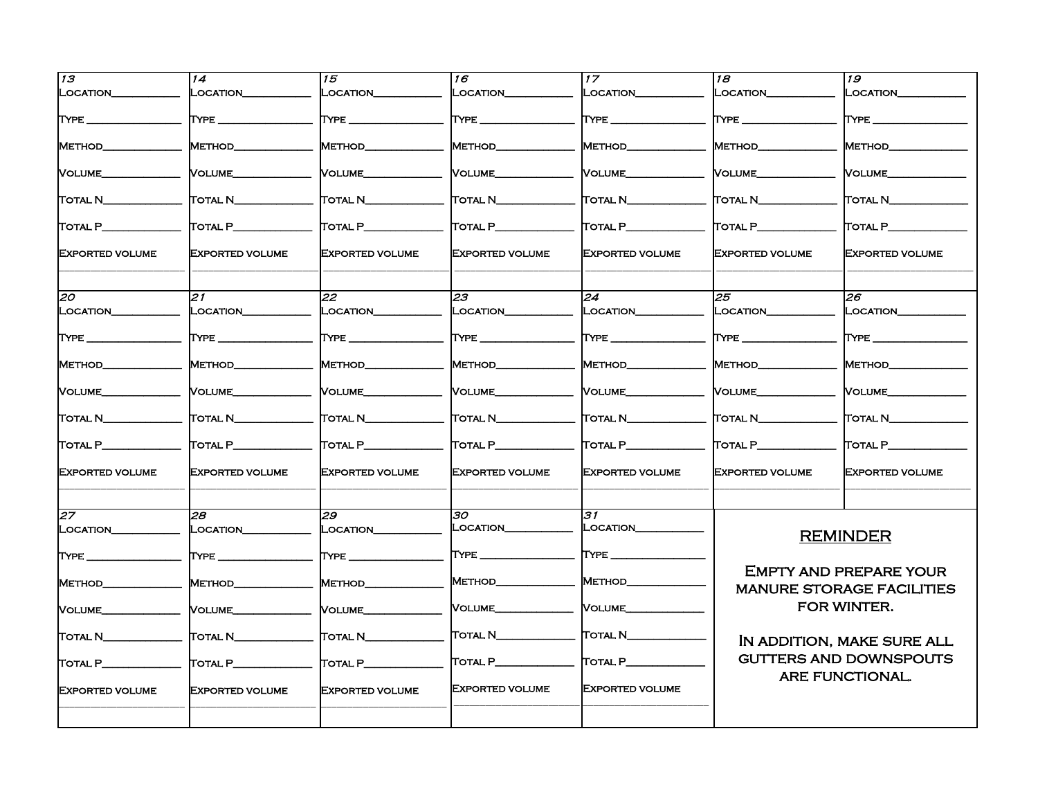| 13 | 14 | 15 | 16 | 17 | 18 | 19 |
|---|---|---|---|---|---|---|
| Location___________<br>Type ______________<br>Method____________<br>Volume____________<br>Total N____________<br>Total P____________<br>Exported volume<br>________________ | Location___________<br>Type ______________<br>Method____________<br>Volume____________<br>Total N____________<br>Total P____________<br>Exported volume<br>________________ | Location___________<br>Type ______________<br>Method____________<br>Volume____________<br>Total N____________<br>Total P____________<br>Exported volume<br>________________ | Location___________<br>Type ______________<br>Method____________<br>Volume____________<br>Total N____________<br>Total P____________<br>Exported volume<br>________________ | Location___________<br>Type ______________<br>Method____________<br>Volume____________<br>Total N____________<br>Total P____________<br>Exported volume<br>________________ | Location___________<br>Type ______________<br>Method____________<br>Volume____________<br>Total N____________<br>Total P____________<br>Exported volume<br>________________ | Location___________<br>Type ______________<br>Method____________<br>Volume____________<br>Total N____________<br>Total P____________<br>Exported volume<br>________________ |
| **20** | **21** | **22** | **23** | **24** | **25** | **26** |
| Location___________<br>Type ______________<br>Method____________<br>Volume____________<br>Total N____________<br>Total P____________<br>Exported volume<br>________________ | Location___________<br>Type ______________<br>Method____________<br>Volume____________<br>Total N____________<br>Total P____________<br>Exported volume<br>________________ | Location___________<br>Type ______________<br>Method____________<br>Volume____________<br>Total N____________<br>Total P____________<br>Exported volume<br>________________ | Location___________<br>Type ______________<br>Method____________<br>Volume____________<br>Total N____________<br>Total P____________<br>Exported volume<br>________________ | Location___________<br>Type ______________<br>Method____________<br>Volume____________<br>Total N____________<br>Total P____________<br>Exported volume<br>________________ | Location___________<br>Type ______________<br>Method____________<br>Volume____________<br>Total N____________<br>Total P____________<br>Exported volume<br>________________ | Location___________<br>Type ______________<br>Method____________<br>Volume____________<br>Total N____________<br>Total P____________<br>Exported volume<br>________________ |
| **27** | **28** | **29** | **30** | **31** | | |
| Location___________<br>Type ______________<br>Method____________<br>Volume____________<br>Total N____________<br>Total P____________<br>Exported volume<br>________________ | Location___________<br>Type ______________<br>Method____________<br>Volume____________<br>Total N____________<br>Total P____________<br>Exported volume<br>________________ | Location___________<br>Type ______________<br>Method____________<br>Volume____________<br>Total N____________<br>Total P____________<br>Exported volume<br>________________ | Location___________<br>Type ______________<br>Method____________<br>Volume____________<br>Total N____________<br>Total P____________<br>Exported volume<br>________________ | Location___________<br>Type ______________<br>Method____________<br>Volume____________<br>Total N____________<br>Total P____________<br>Exported volume<br>________________ | **REMINDER**<br><br>Empty and prepare your manure storage facilities for winter.<br><br>In addition, make sure all gutters and downspouts are functional. | |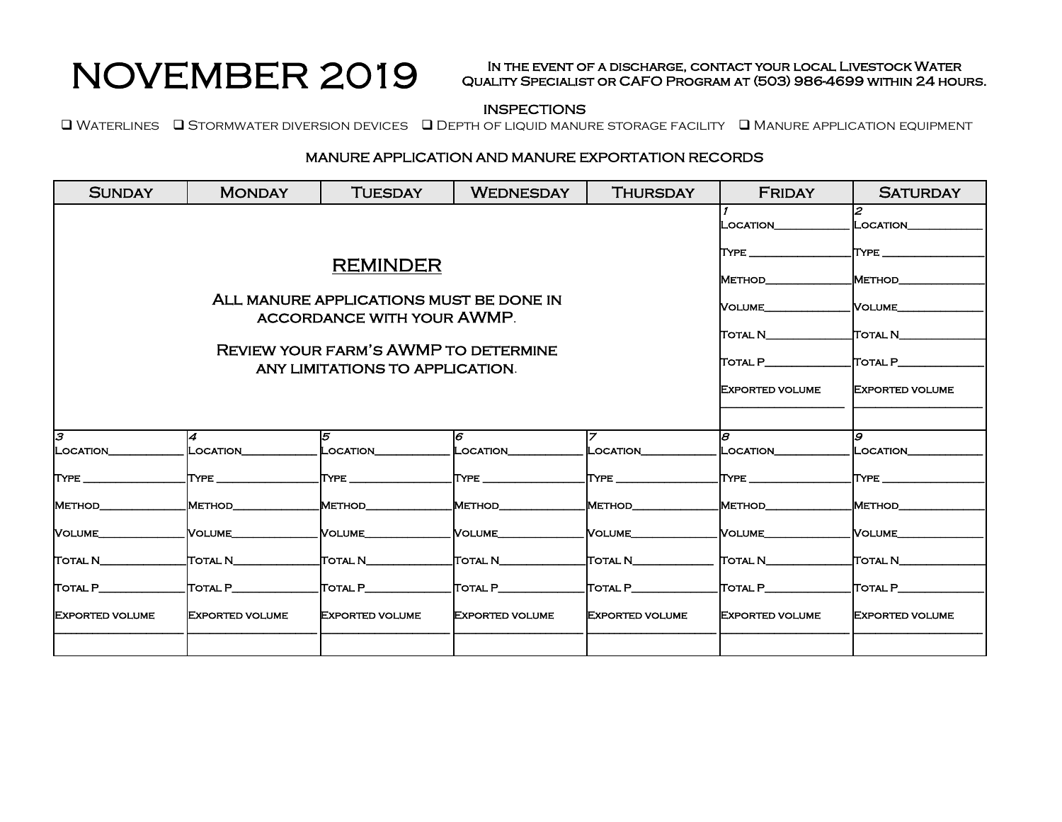# NOVEMBER 2019

In the event of a discharge, contact your local Livestock Water Quality Specialist or CAFO Program at (503) 986-4699 within 24 hours.

**INSPECTIONS**

❑ Waterlines ❑ Stormwater diversion devices ❑ Depth of liquid manure storage facility ❑ Manure application equipment

**MANURE APPLICATION AND MANURE EXPORTATION RECORDS**

| Sunday | Monday | Tuesday | Wednesday | Thursday | Friday | Saturday |
|---|---|---|---|---|---|---|
| **REMINDER**<br>All manure applications must be done in accordance with your AWMP.<br>Review your farm's AWMP to determine any limitations to application. | | | | | 1<br>Location____________<br>Type ________________<br>Method______________<br>Volume______________<br>Total N______________<br>Total P______________<br>Exported volume<br>__________________ | 2<br>Location____________<br>Type ________________<br>Method______________<br>Volume______________<br>Total N______________<br>Total P______________<br>Exported volume<br>__________________ |
| 3<br>Location____________<br>Type ________________<br>Method______________<br>Volume______________<br>Total N______________<br>Total P______________<br>Exported volume<br>__________________ | 4<br>Location____________<br>Type ________________<br>Method______________<br>Volume______________<br>Total N______________<br>Total P______________<br>Exported volume<br>__________________ | 5<br>Location____________<br>Type ________________<br>Method______________<br>Volume______________<br>Total N______________<br>Total P______________<br>Exported volume<br>__________________ | 6<br>Location____________<br>Type ________________<br>Method______________<br>Volume______________<br>Total N______________<br>Total P______________<br>Exported volume<br>__________________ | 7<br>Location____________<br>Type ________________<br>Method______________<br>Volume______________<br>Total N______________<br>Total P______________<br>Exported volume<br>__________________ | 8<br>Location____________<br>Type ________________<br>Method______________<br>Volume______________<br>Total N______________<br>Total P______________<br>Exported volume<br>__________________ | 9<br>Location____________<br>Type ________________<br>Method______________<br>Volume______________<br>Total N______________<br>Total P______________<br>Exported volume<br>__________________ |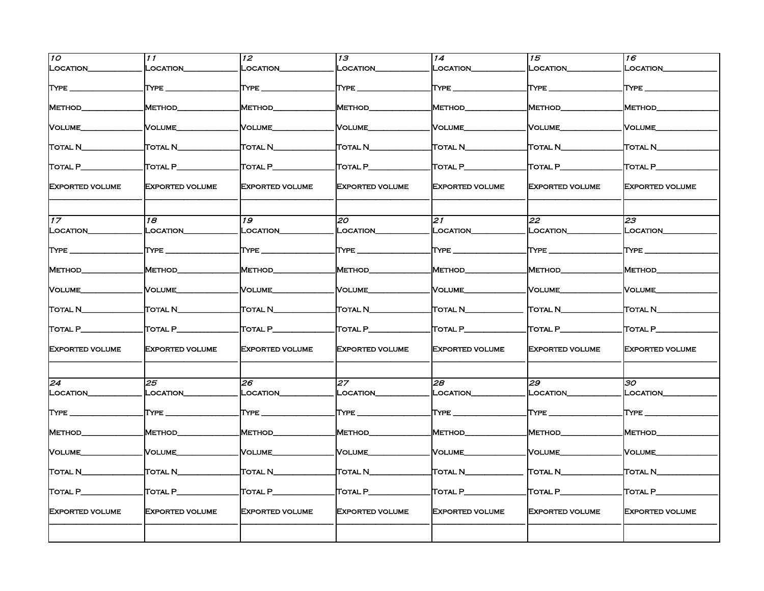| 10 | 11 | 12 | 13 | 14 | 15 | 16 |
|---|---|---|---|---|---|---|
| Location___________<br><br>Type _______________<br><br>Method_____________<br><br>Volume_____________<br><br>Total N____________<br><br>Total P____________<br><br>Exported volume<br>___________________ | Location___________<br><br>Type _______________<br><br>Method_____________<br><br>Volume_____________<br><br>Total N____________<br><br>Total P____________<br><br>Exported volume<br>___________________ | Location___________<br><br>Type _______________<br><br>Method_____________<br><br>Volume_____________<br><br>Total N____________<br><br>Total P____________<br><br>Exported volume<br>___________________ | Location___________<br><br>Type _______________<br><br>Method_____________<br><br>Volume_____________<br><br>Total N____________<br><br>Total P____________<br><br>Exported volume<br>___________________ | Location___________<br><br>Type _______________<br><br>Method_____________<br><br>Volume_____________<br><br>Total N____________<br><br>Total P____________<br><br>Exported volume<br>___________________ | Location___________<br><br>Type _______________<br><br>Method_____________<br><br>Volume_____________<br><br>Total N____________<br><br>Total P____________<br><br>Exported volume<br>___________________ | Location___________<br><br>Type _______________<br><br>Method_____________<br><br>Volume_____________<br><br>Total N____________<br><br>Total P____________<br><br>Exported volume<br>___________________ |
| **17** | **18** | **19** | **20** | **21** | **22** | **23** |
| Location___________<br><br>Type _______________<br><br>Method_____________<br><br>Volume_____________<br><br>Total N____________<br><br>Total P____________<br><br>Exported volume<br>___________________ | Location___________<br><br>Type _______________<br><br>Method_____________<br><br>Volume_____________<br><br>Total N____________<br><br>Total P____________<br><br>Exported volume<br>___________________ | Location___________<br><br>Type _______________<br><br>Method_____________<br><br>Volume_____________<br><br>Total N____________<br><br>Total P____________<br><br>Exported volume<br>___________________ | Location___________<br><br>Type _______________<br><br>Method_____________<br><br>Volume_____________<br><br>Total N____________<br><br>Total P____________<br><br>Exported volume<br>___________________ | Location___________<br><br>Type _______________<br><br>Method_____________<br><br>Volume_____________<br><br>Total N____________<br><br>Total P____________<br><br>Exported volume<br>___________________ | Location___________<br><br>Type _______________<br><br>Method_____________<br><br>Volume_____________<br><br>Total N____________<br><br>Total P____________<br><br>Exported volume<br>___________________ | Location___________<br><br>Type _______________<br><br>Method_____________<br><br>Volume_____________<br><br>Total N____________<br><br>Total P____________<br><br>Exported volume<br>___________________ |
| **24** | **25** | **26** | **27** | **28** | **29** | **30** |
| Location___________<br><br>Type _______________<br><br>Method_____________<br><br>Volume_____________<br><br>Total N____________<br><br>Total P____________<br><br>Exported volume<br>___________________ | Location___________<br><br>Type _______________<br><br>Method_____________<br><br>Volume_____________<br><br>Total N____________<br><br>Total P____________<br><br>Exported volume<br>___________________ | Location___________<br><br>Type _______________<br><br>Method_____________<br><br>Volume_____________<br><br>Total N____________<br><br>Total P____________<br><br>Exported volume<br>___________________ | Location___________<br><br>Type _______________<br><br>Method_____________<br><br>Volume_____________<br><br>Total N____________<br><br>Total P____________<br><br>Exported volume<br>___________________ | Location___________<br><br>Type _______________<br><br>Method_____________<br><br>Volume_____________<br><br>Total N____________<br><br>Total P____________<br><br>Exported volume<br>___________________ | Location___________<br><br>Type _______________<br><br>Method_____________<br><br>Volume_____________<br><br>Total N____________<br><br>Total P____________<br><br>Exported volume<br>___________________ | Location___________<br><br>Type _______________<br><br>Method_____________<br><br>Volume_____________<br><br>Total N____________<br><br>Total P____________<br><br>Exported volume<br>___________________ |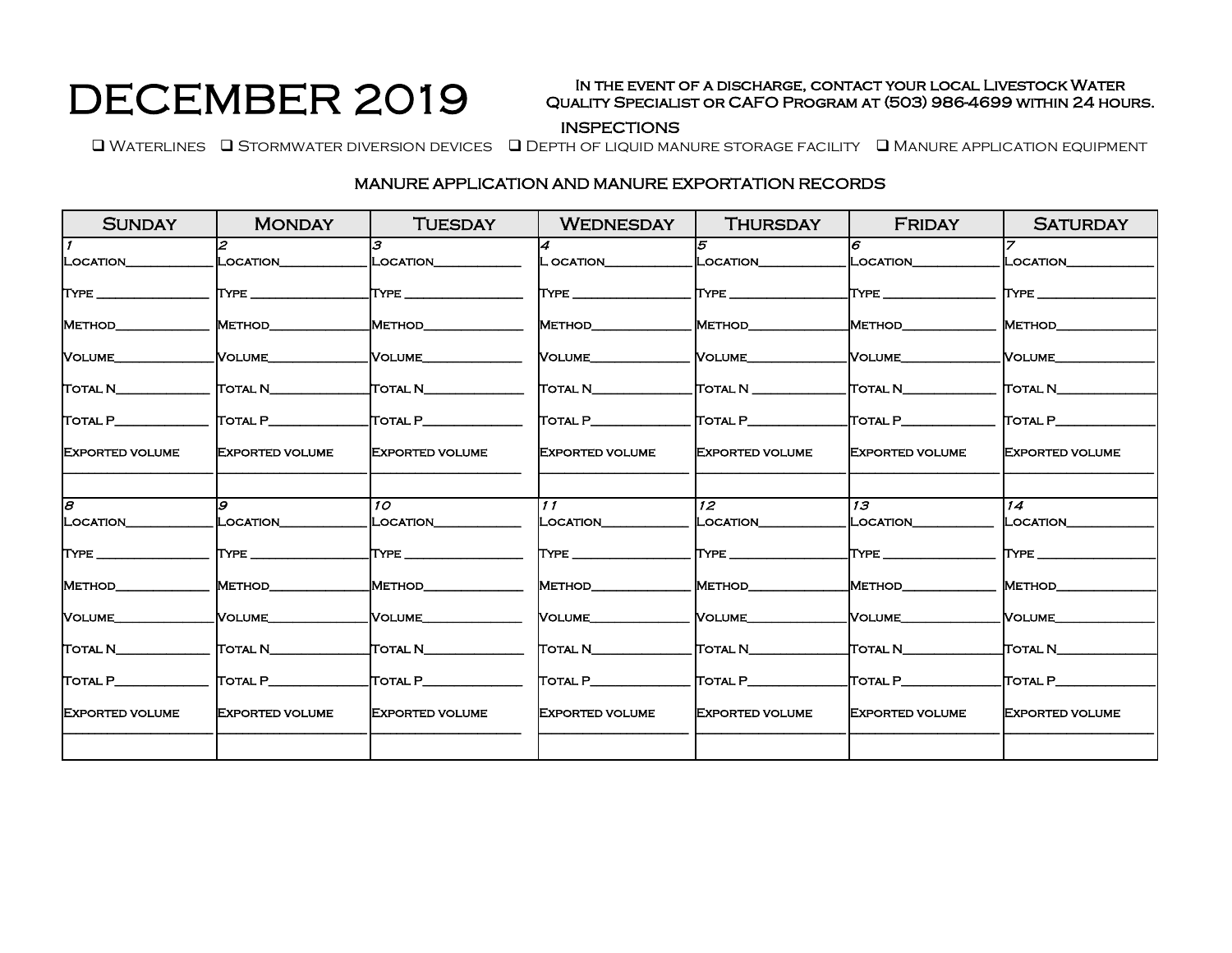# DECEMBER 2019

**In the event of a discharge, contact your local Livestock Water Quality Specialist or CAFO Program at (503) 986-4699 within 24 hours.**

**INSPECTIONS**

❑ Waterlines ❑ Stormwater diversion devices ❑ Depth of liquid manure storage facility ❑ Manure application equipment

**MANURE APPLICATION AND MANURE EXPORTATION RECORDS**

| Sunday | Monday | Tuesday | Wednesday | Thursday | Friday | Saturday |
|---|---|---|---|---|---|---|
| 1<br>Location____________<br>Type ________________<br>Method______________<br>Volume______________<br>Total N______________<br>Total P______________<br>Exported volume<br>____________________ | 2<br>Location____________<br>Type ________________<br>Method______________<br>Volume______________<br>Total N______________<br>Total P______________<br>Exported volume<br>____________________ | 3<br>Location____________<br>Type ________________<br>Method______________<br>Volume______________<br>Total N______________<br>Total P______________<br>Exported volume<br>____________________ | 4<br>L ocation____________<br>Type ________________<br>Method______________<br>Volume______________<br>Total N______________<br>Total P______________<br>Exported volume<br>____________________ | 5<br>Location____________<br>Type ________________<br>Method______________<br>Volume______________<br>Total N ______________<br>Total P______________<br>Exported volume<br>____________________ | 6<br>Location____________<br>Type ________________<br>Method______________<br>Volume______________<br>Total N______________<br>Total P______________<br>Exported volume<br>____________________ | 7<br>Location____________<br>Type ________________<br>Method______________<br>Volume______________<br>Total N______________<br>Total P______________<br>Exported volume<br>____________________ |
| 8<br>Location____________<br>Type ________________<br>Method______________<br>Volume______________<br>Total N______________<br>Total P______________<br>Exported volume<br>____________________ | 9<br>Location____________<br>Type ________________<br>Method______________<br>Volume______________<br>Total N______________<br>Total P______________<br>Exported volume<br>____________________ | 10<br>Location____________<br>Type ________________<br>Method______________<br>Volume______________<br>Total N______________<br>Total P______________<br>Exported volume<br>____________________ | 11<br>Location____________<br>Type ________________<br>Method______________<br>Volume______________<br>Total N______________<br>Total P______________<br>Exported volume<br>____________________ | 12<br>Location____________<br>Type ________________<br>Method______________<br>Volume______________<br>Total N______________<br>Total P______________<br>Exported volume<br>____________________ | 13<br>Location____________<br>Type ________________<br>Method______________<br>Volume______________<br>Total N______________<br>Total P______________<br>Exported volume<br>____________________ | 14<br>Location____________<br>Type ________________<br>Method______________<br>Volume______________<br>Total N______________<br>Total P______________<br>Exported volume<br>____________________ |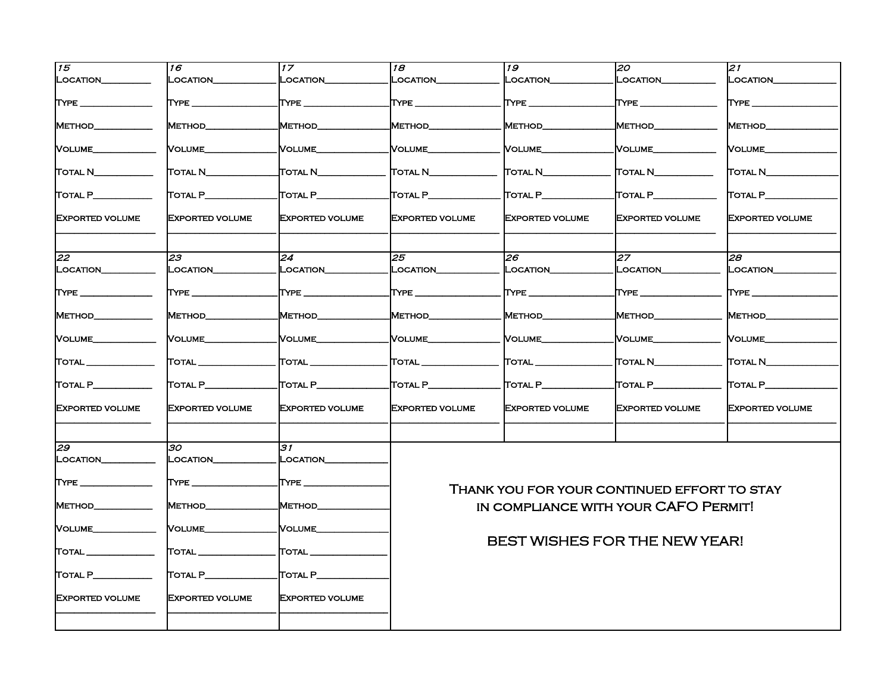| 15 | 16 | 17 | 18 | 19 | 20 | 21 |
|---|---|---|---|---|---|---|
| Location__________<br>Type ______________<br>Method___________<br>Volume___________<br>Total N___________<br>Total P___________<br>Exported volume<br>________________ | Location__________<br>Type ______________<br>Method___________<br>Volume___________<br>Total N___________<br>Total P___________<br>Exported volume<br>________________ | Location__________<br>Type ______________<br>Method___________<br>Volume___________<br>Total N___________<br>Total P___________<br>Exported volume<br>________________ | Location__________<br>Type ______________<br>Method___________<br>Volume___________<br>Total N___________<br>Total P___________<br>Exported volume<br>________________ | Location__________<br>Type ______________<br>Method___________<br>Volume___________<br>Total N___________<br>Total P___________<br>Exported volume<br>________________ | Location__________<br>Type ______________<br>Method___________<br>Volume___________<br>Total N___________<br>Total P___________<br>Exported volume<br>________________ | Location__________<br>Type ______________<br>Method___________<br>Volume___________<br>Total N___________<br>Total P___________<br>Exported volume<br>________________ |
| **22** | **23** | **24** | **25** | **26** | **27** | **28** |
| Location__________<br>Type ______________<br>Method___________<br>Volume___________<br>Total ___________<br>Total P___________<br>Exported volume<br>________________ | Location__________<br>Type ______________<br>Method___________<br>Volume___________<br>Total ___________<br>Total P___________<br>Exported volume<br>________________ | Location__________<br>Type ______________<br>Method___________<br>Volume___________<br>Total ___________<br>Total P___________<br>Exported volume<br>________________ | Location__________<br>Type ______________<br>Method___________<br>Volume___________<br>Total ___________<br>Total P___________<br>Exported volume<br>________________ | Location__________<br>Type ______________<br>Method___________<br>Volume___________<br>Total ___________<br>Total P___________<br>Exported volume<br>________________ | Location__________<br>Type ______________<br>Method___________<br>Volume___________<br>Total N___________<br>Total P___________<br>Exported volume<br>________________ | Location__________<br>Type ______________<br>Method___________<br>Volume___________<br>Total N___________<br>Total P___________<br>Exported volume<br>________________ |
| **29** | **30** | **31** | | | | |
| Location__________<br>Type ______________<br>Method___________<br>Volume___________<br>Total ___________<br>Total P___________<br>Exported volume<br>________________ | Location__________<br>Type ______________<br>Method___________<br>Volume___________<br>Total ___________<br>Total P___________<br>Exported volume<br>________________ | Location__________<br>Type ______________<br>Method___________<br>Volume___________<br>Total ___________<br>Total P___________<br>Exported volume<br>________________ | Thank you for your continued effort to stay in compliance with your CAFO Permit!<br><br>BEST WISHES FOR THE NEW YEAR! | | | |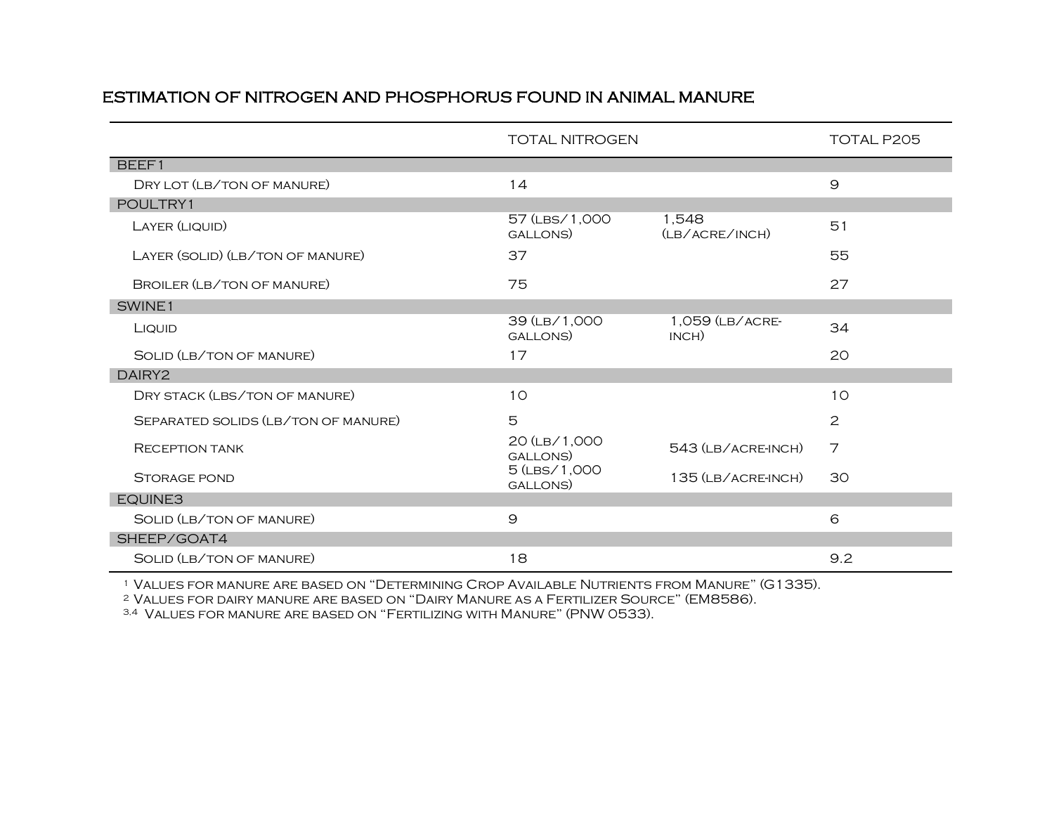## ESTIMATION OF NITROGEN AND PHOSPHORUS FOUND IN ANIMAL MANURE

| | TOTAL NITROGEN | | TOTAL P205 |
|---|---|---|---|
| **BEEF1** | | | |
| Dry lot (lb/ton of manure) | 14 | | 9 |
| **POULTRY1** | | | |
| Layer (liquid) | 57 (lbs/1,000 gallons) | 1,548 (lb/acre/inch) | 51 |
| Layer (solid) (lb/ton of manure) | 37 | | 55 |
| Broiler (lb/ton of manure) | 75 | | 27 |
| **SWINE1** | | | |
| Liquid | 39 (lb/1,000 gallons) | 1,059 (lb/acre-inch) | 34 |
| Solid (lb/ton of manure) | 17 | | 20 |
| **DAIRY2** | | | |
| Dry stack (lbs/ton of manure) | 10 | | 10 |
| Separated solids (lb/ton of manure) | 5 | | 2 |
| Reception tank | 20 (lb/1,000 gallons) | 543 (lb/acre-inch) | 7 |
| Storage pond | 5 (lbs/1,000 gallons) | 135 (lb/acre-inch) | 30 |
| **EQUINE3** | | | |
| Solid (lb/ton of manure) | 9 | | 6 |
| **SHEEP/GOAT4** | | | |
| Solid (lb/ton of manure) | 18 | | 9.2 |

[1] Values for manure are based on "Determining Crop Available Nutrients from Manure" (G1335).
[2] Values for dairy manure are based on "Dairy Manure as a Fertilizer Source" (EM8586).
[3,4] Values for manure are based on "Fertilizing with Manure" (PNW 0533).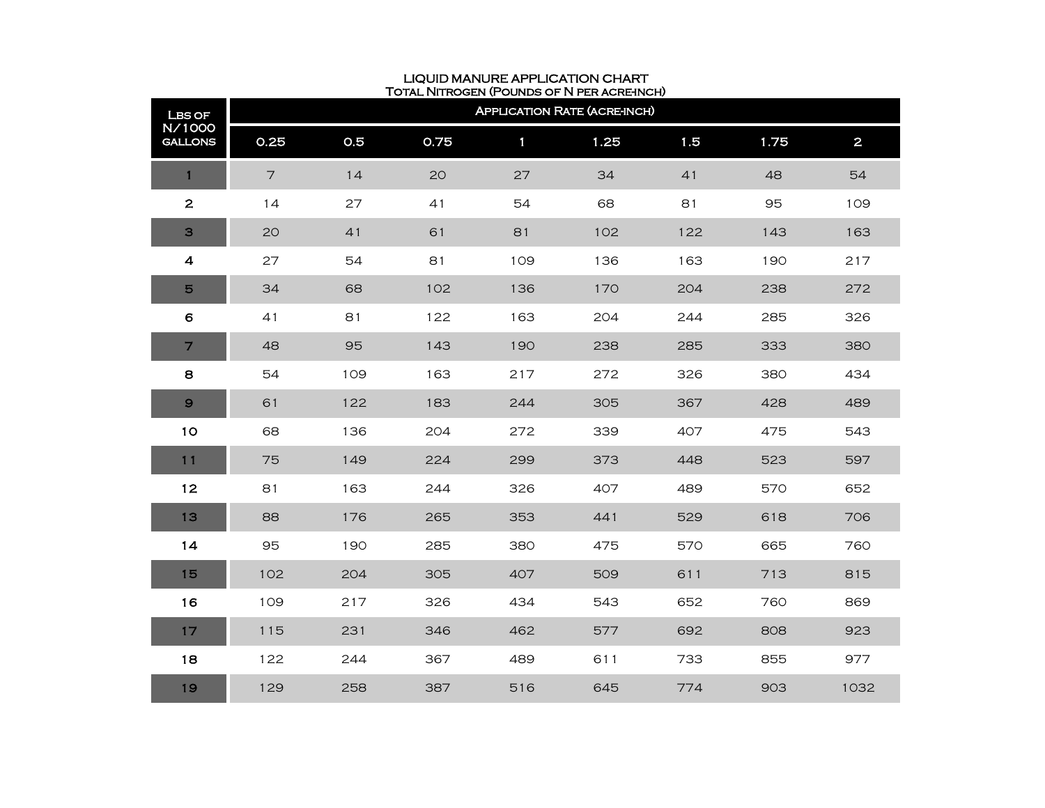## LIQUID MANURE APPLICATION CHART

### Total Nitrogen (Pounds of N per acre-inch)

| Lbs of N/1000 gallons | Application Rate (acre-inch) | | | | | | | |
|---|---|---|---|---|---|---|---|---|
| | 0.25 | 0.5 | 0.75 | 1 | 1.25 | 1.5 | 1.75 | 2 |
| 1 | 7 | 14 | 20 | 27 | 34 | 41 | 48 | 54 |
| 2 | 14 | 27 | 41 | 54 | 68 | 81 | 95 | 109 |
| 3 | 20 | 41 | 61 | 81 | 102 | 122 | 143 | 163 |
| 4 | 27 | 54 | 81 | 109 | 136 | 163 | 190 | 217 |
| 5 | 34 | 68 | 102 | 136 | 170 | 204 | 238 | 272 |
| 6 | 41 | 81 | 122 | 163 | 204 | 244 | 285 | 326 |
| 7 | 48 | 95 | 143 | 190 | 238 | 285 | 333 | 380 |
| 8 | 54 | 109 | 163 | 217 | 272 | 326 | 380 | 434 |
| 9 | 61 | 122 | 183 | 244 | 305 | 367 | 428 | 489 |
| 10 | 68 | 136 | 204 | 272 | 339 | 407 | 475 | 543 |
| 11 | 75 | 149 | 224 | 299 | 373 | 448 | 523 | 597 |
| 12 | 81 | 163 | 244 | 326 | 407 | 489 | 570 | 652 |
| 13 | 88 | 176 | 265 | 353 | 441 | 529 | 618 | 706 |
| 14 | 95 | 190 | 285 | 380 | 475 | 570 | 665 | 760 |
| 15 | 102 | 204 | 305 | 407 | 509 | 611 | 713 | 815 |
| 16 | 109 | 217 | 326 | 434 | 543 | 652 | 760 | 869 |
| 17 | 115 | 231 | 346 | 462 | 577 | 692 | 808 | 923 |
| 18 | 122 | 244 | 367 | 489 | 611 | 733 | 855 | 977 |
| 19 | 129 | 258 | 387 | 516 | 645 | 774 | 903 | 1032 |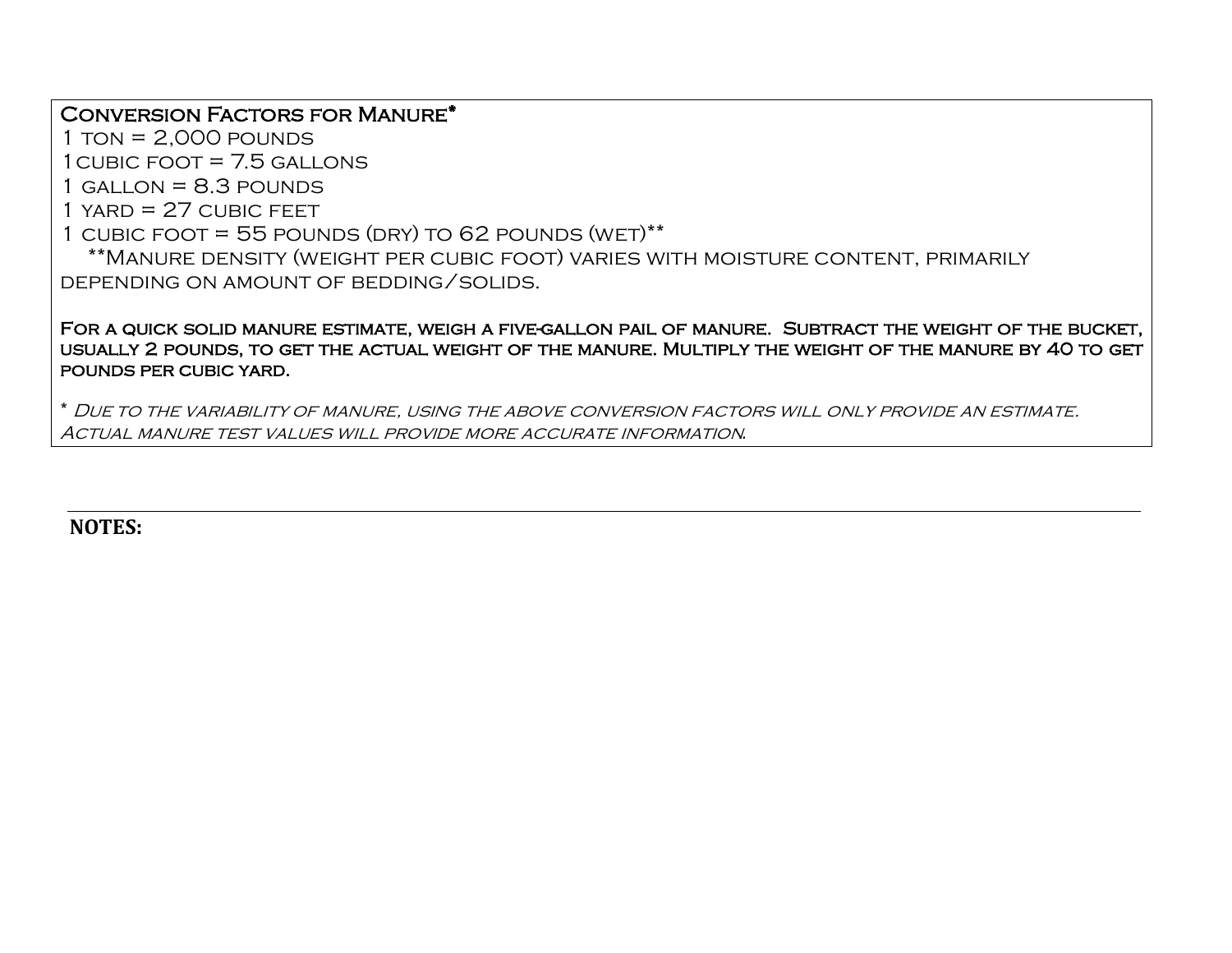## Conversion Factors for Manure*

1 ton = 2,000 pounds  
1 cubic foot = 7.5 gallons  
1 gallon = 8.3 pounds  
1 yard = 27 cubic feet  
1 cubic foot = 55 pounds (dry) to 62 pounds (wet)**  
**Manure density (weight per cubic foot) varies with moisture content, primarily depending on amount of bedding/solids.

**For a quick solid manure estimate, weigh a five-gallon pail of manure. Subtract the weight of the bucket, usually 2 pounds, to get the actual weight of the manure. Multiply the weight of the manure by 40 to get pounds per cubic yard.**

*\* Due to the variability of manure, using the above conversion factors will only provide an estimate. Actual manure test values will provide more accurate information.*

---

**NOTES:**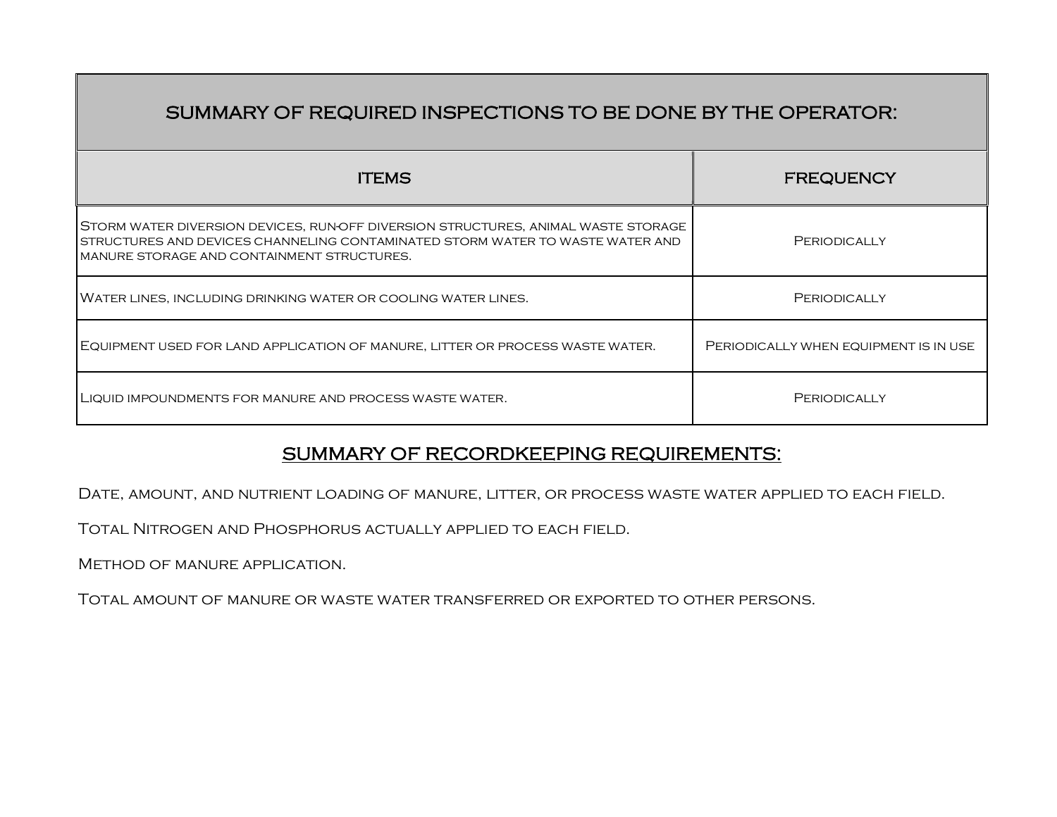| SUMMARY OF REQUIRED INSPECTIONS TO BE DONE BY THE OPERATOR: | |
|---|---|
| **ITEMS** | **FREQUENCY** |
| Storm water diversion devices, run-off diversion structures, animal waste storage structures and devices channeling contaminated storm water to waste water and manure storage and containment structures. | Periodically |
| Water lines, including drinking water or cooling water lines. | Periodically |
| Equipment used for land application of manure, litter or process waste water. | Periodically when equipment is in use |
| Liquid impoundments for manure and process waste water. | Periodically |

## SUMMARY OF RECORDKEEPING REQUIREMENTS:

Date, amount, and nutrient loading of manure, litter, or process waste water applied to each field.

Total Nitrogen and Phosphorus actually applied to each field.

Method of manure application.

Total amount of manure or waste water transferred or exported to other persons.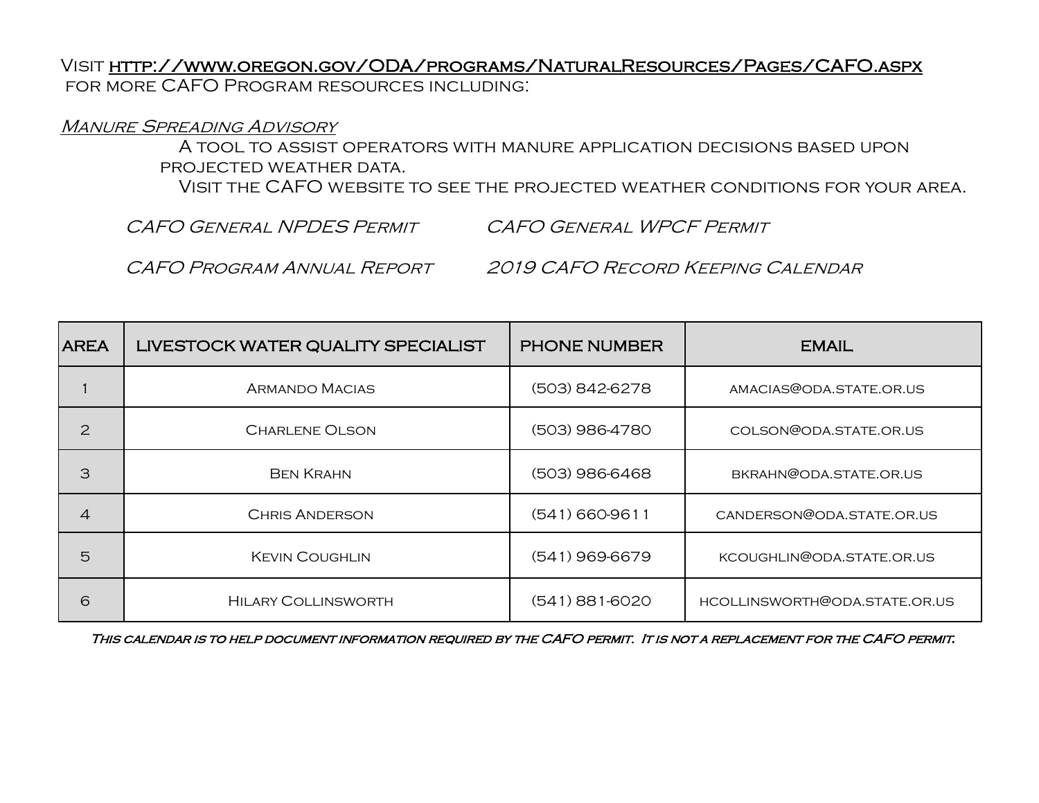Visit [http://www.oregon.gov/ODA/programs/NaturalResources/Pages/CAFO.aspx](http://www.oregon.gov/ODA/programs/NaturalResources/Pages/CAFO.aspx) for more CAFO Program resources including:

*Manure Spreading Advisory*

A tool to assist operators with manure application decisions based upon projected weather data.

Visit the CAFO website to see the projected weather conditions for your area.

*CAFO General NPDES Permit* *CAFO General WPCF Permit*

*CAFO Program Annual Report* *2019 CAFO Record Keeping Calendar*

| AREA | LIVESTOCK WATER QUALITY SPECIALIST | PHONE NUMBER | EMAIL |
|---|---|---|---|
| 1 | Armando Macias | (503) 842-6278 | amacias@oda.state.or.us |
| 2 | Charlene Olson | (503) 986-4780 | colson@oda.state.or.us |
| 3 | Ben Krahn | (503) 986-6468 | bkrahn@oda.state.or.us |
| 4 | Chris Anderson | (541) 660-9611 | canderson@oda.state.or.us |
| 5 | Kevin Coughlin | (541) 969-6679 | kcoughlin@oda.state.or.us |
| 6 | Hilary Collinsworth | (541) 881-6020 | hcollinsworth@oda.state.or.us |

***This calendar is to help document information required by the CAFO permit. It is not a replacement for the CAFO permit.***